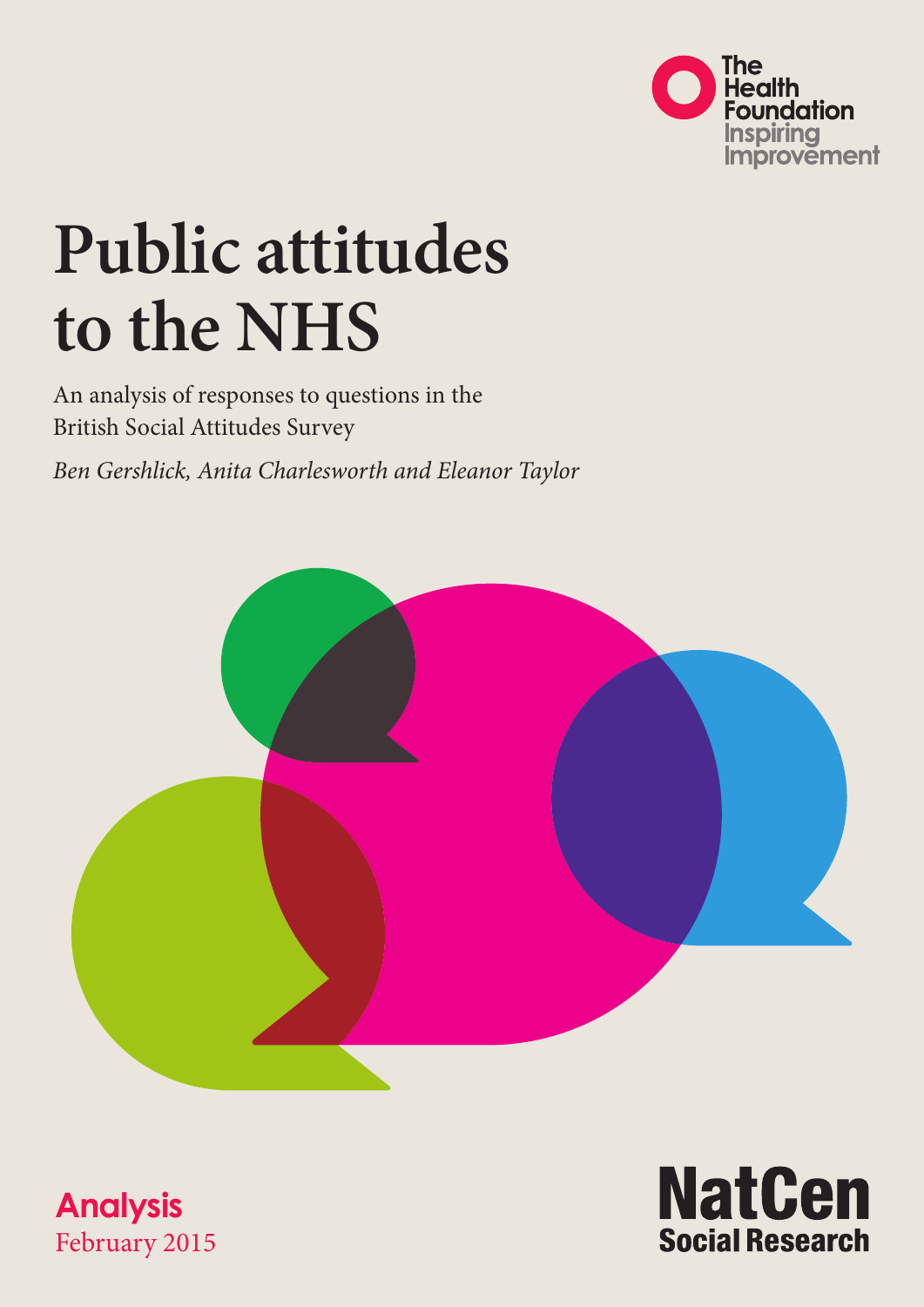The Health Foundation
Inspiring Improvement

# Public attitudes to the NHS

An analysis of responses to questions in the British Social Attitudes Survey

*Ben Gershlick, Anita Charlesworth and Eleanor Taylor*

**Analysis**
February 2015

NatCen Social Research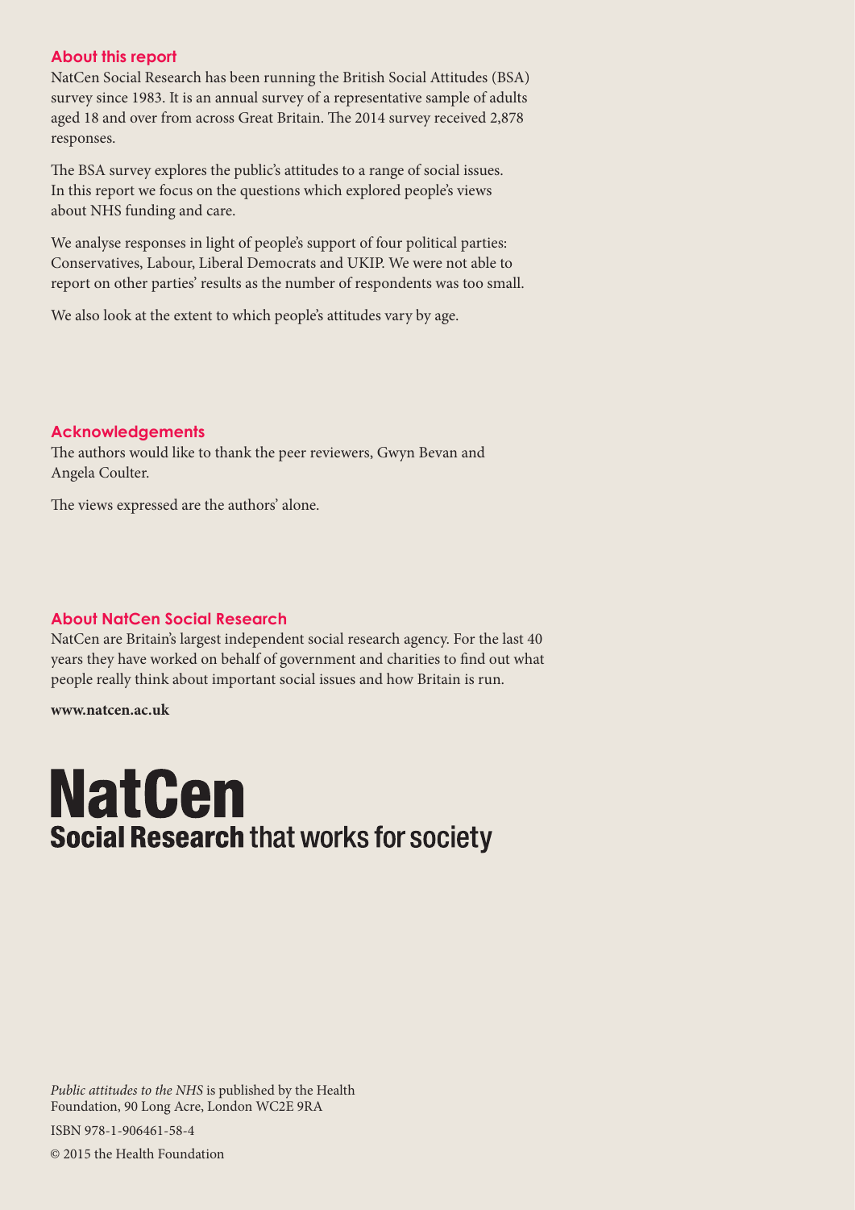## About this report

NatCen Social Research has been running the British Social Attitudes (BSA) survey since 1983. It is an annual survey of a representative sample of adults aged 18 and over from across Great Britain. The 2014 survey received 2,878 responses.

The BSA survey explores the public's attitudes to a range of social issues. In this report we focus on the questions which explored people's views about NHS funding and care.

We analyse responses in light of people's support of four political parties: Conservatives, Labour, Liberal Democrats and UKIP. We were not able to report on other parties' results as the number of respondents was too small.

We also look at the extent to which people's attitudes vary by age.

## Acknowledgements

The authors would like to thank the peer reviewers, Gwyn Bevan and Angela Coulter.

The views expressed are the authors' alone.

## About NatCen Social Research

NatCen are Britain's largest independent social research agency. For the last 40 years they have worked on behalf of government and charities to find out what people really think about important social issues and how Britain is run.

**www.natcen.ac.uk**

**NatCen**
**Social Research** that works for society

*Public attitudes to the NHS* is published by the Health Foundation, 90 Long Acre, London WC2E 9RA

ISBN 978-1-906461-58-4

© 2015 the Health Foundation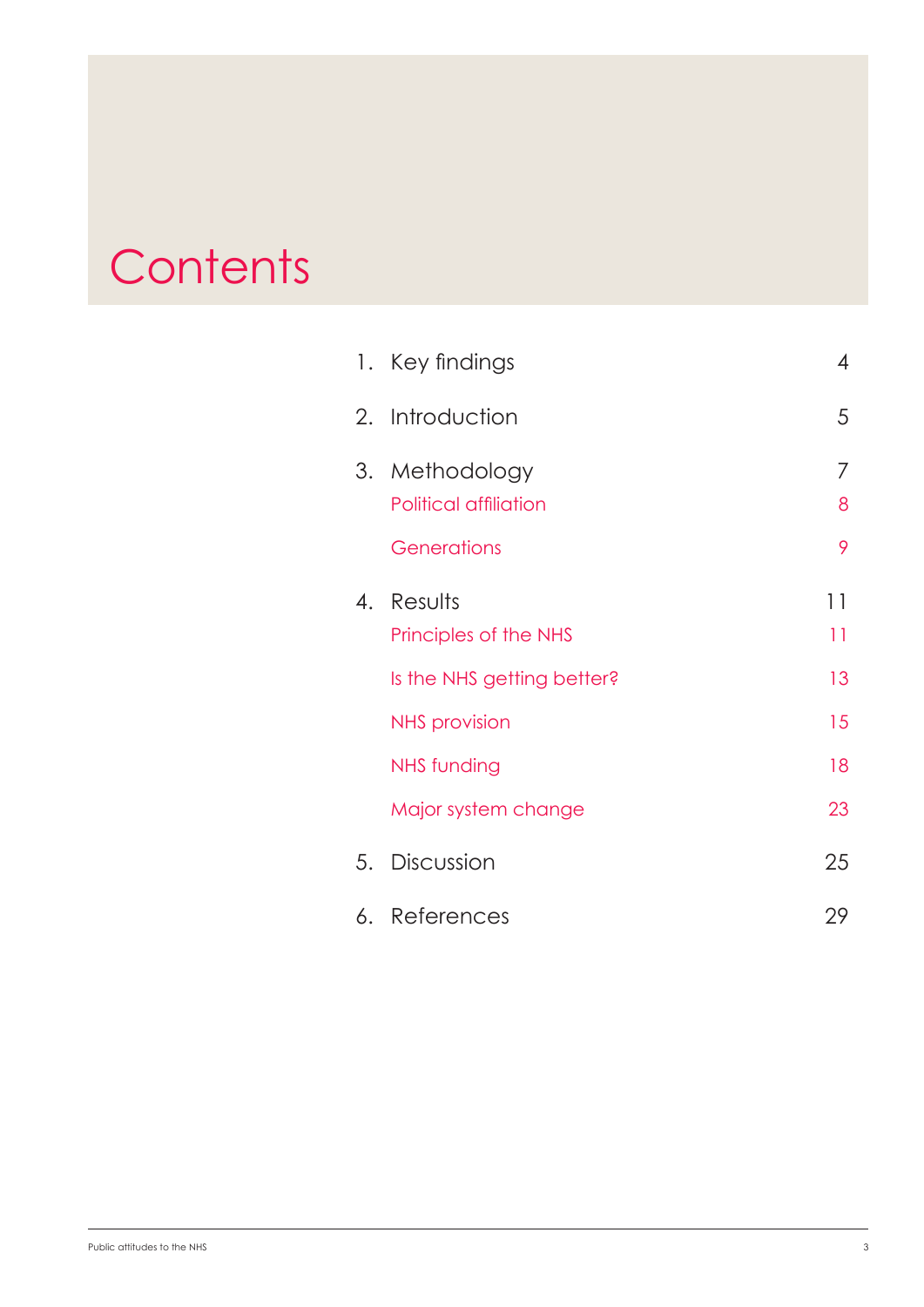# Contents

1. Key findings 4
2. Introduction 5
3. Methodology 7
   - Political affiliation 8
   - Generations 9
4. Results 11
   - Principles of the NHS 11
   - Is the NHS getting better? 13
   - NHS provision 15
   - NHS funding 18
   - Major system change 23
5. Discussion 25
6. References 29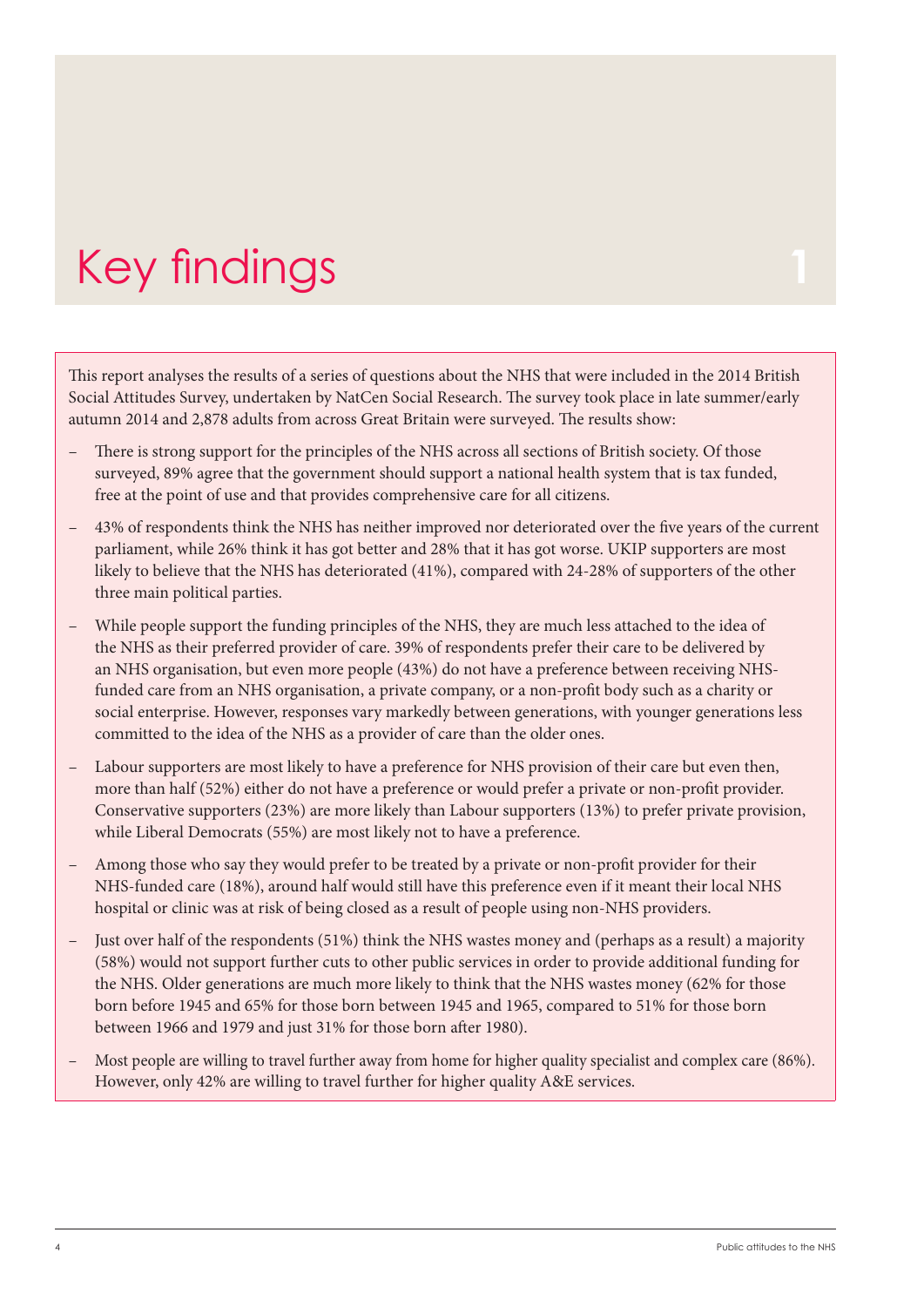# Key findings

This report analyses the results of a series of questions about the NHS that were included in the 2014 British Social Attitudes Survey, undertaken by NatCen Social Research. The survey took place in late summer/early autumn 2014 and 2,878 adults from across Great Britain were surveyed. The results show:

- There is strong support for the principles of the NHS across all sections of British society. Of those surveyed, 89% agree that the government should support a national health system that is tax funded, free at the point of use and that provides comprehensive care for all citizens.
- 43% of respondents think the NHS has neither improved nor deteriorated over the five years of the current parliament, while 26% think it has got better and 28% that it has got worse. UKIP supporters are most likely to believe that the NHS has deteriorated (41%), compared with 24-28% of supporters of the other three main political parties.
- While people support the funding principles of the NHS, they are much less attached to the idea of the NHS as their preferred provider of care. 39% of respondents prefer their care to be delivered by an NHS organisation, but even more people (43%) do not have a preference between receiving NHS-funded care from an NHS organisation, a private company, or a non-profit body such as a charity or social enterprise. However, responses vary markedly between generations, with younger generations less committed to the idea of the NHS as a provider of care than the older ones.
- Labour supporters are most likely to have a preference for NHS provision of their care but even then, more than half (52%) either do not have a preference or would prefer a private or non-profit provider. Conservative supporters (23%) are more likely than Labour supporters (13%) to prefer private provision, while Liberal Democrats (55%) are most likely not to have a preference.
- Among those who say they would prefer to be treated by a private or non-profit provider for their NHS-funded care (18%), around half would still have this preference even if it meant their local NHS hospital or clinic was at risk of being closed as a result of people using non-NHS providers.
- Just over half of the respondents (51%) think the NHS wastes money and (perhaps as a result) a majority (58%) would not support further cuts to other public services in order to provide additional funding for the NHS. Older generations are much more likely to think that the NHS wastes money (62% for those born before 1945 and 65% for those born between 1945 and 1965, compared to 51% for those born between 1966 and 1979 and just 31% for those born after 1980).
- Most people are willing to travel further away from home for higher quality specialist and complex care (86%). However, only 42% are willing to travel further for higher quality A&E services.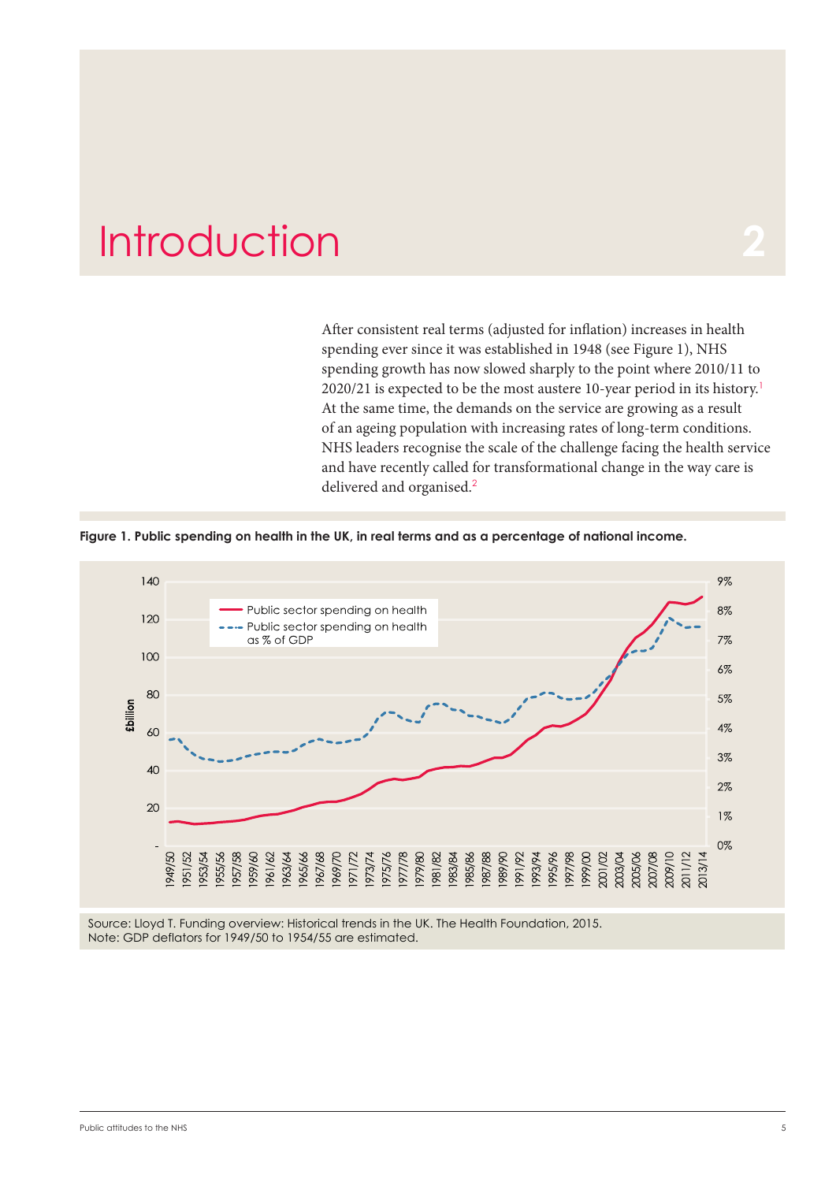# Introduction 2

After consistent real terms (adjusted for inflation) increases in health spending ever since it was established in 1948 (see Figure 1), NHS spending growth has now slowed sharply to the point where 2010/11 to 2020/21 is expected to be the most austere 10-year period in its history.[1] At the same time, the demands on the service are growing as a result of an ageing population with increasing rates of long-term conditions. NHS leaders recognise the scale of the challenge facing the health service and have recently called for transformational change in the way care is delivered and organised.[2]

**Figure 1. Public spending on health in the UK, in real terms and as a percentage of national income.**

Source: Lloyd T. Funding overview: Historical trends in the UK. The Health Foundation, 2015.
Note: GDP deflators for 1949/50 to 1954/55 are estimated.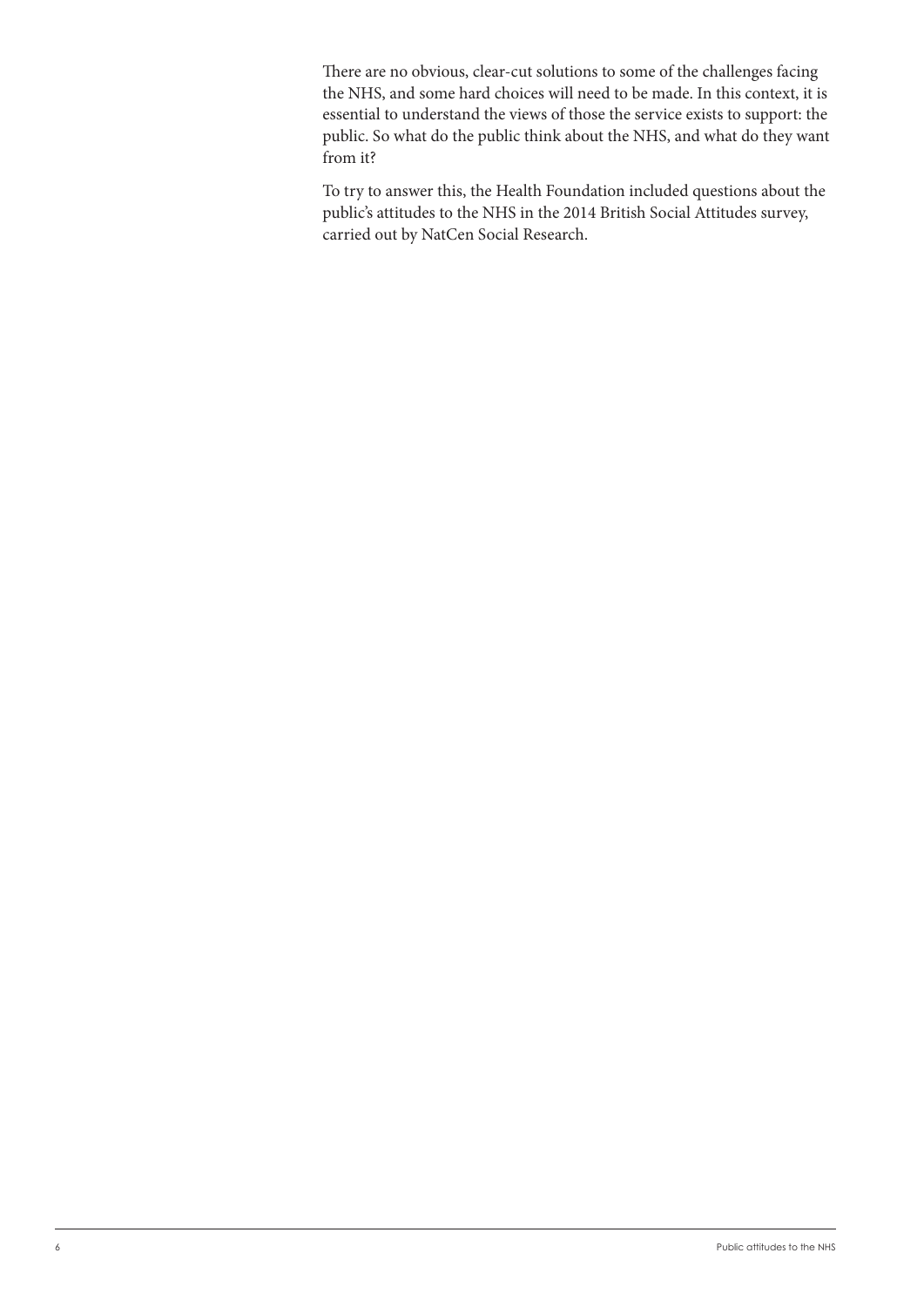There are no obvious, clear-cut solutions to some of the challenges facing the NHS, and some hard choices will need to be made. In this context, it is essential to understand the views of those the service exists to support: the public. So what do the public think about the NHS, and what do they want from it?

To try to answer this, the Health Foundation included questions about the public's attitudes to the NHS in the 2014 British Social Attitudes survey, carried out by NatCen Social Research.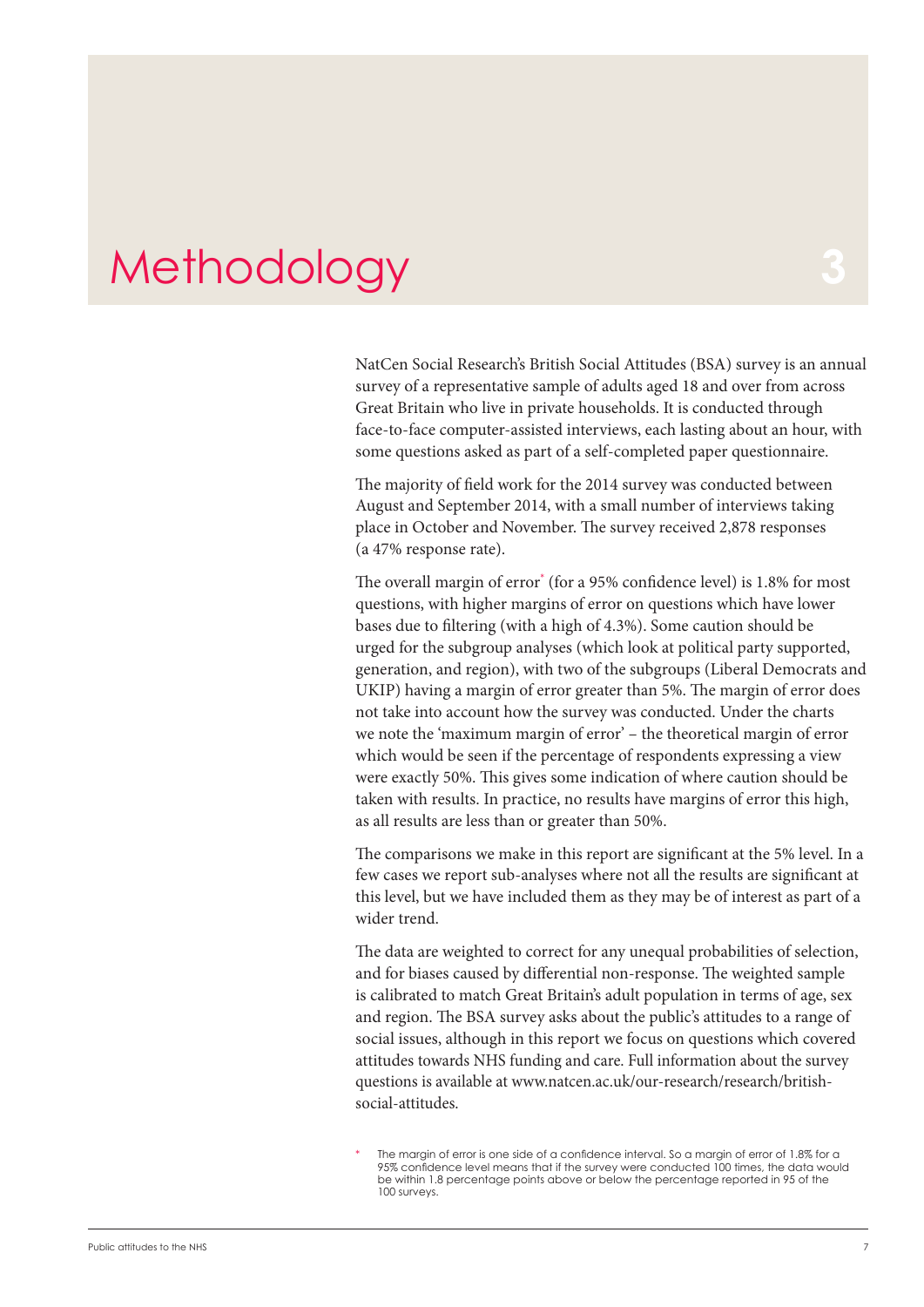# Methodology

**3**

NatCen Social Research's British Social Attitudes (BSA) survey is an annual survey of a representative sample of adults aged 18 and over from across Great Britain who live in private households. It is conducted through face-to-face computer-assisted interviews, each lasting about an hour, with some questions asked as part of a self-completed paper questionnaire.

The majority of field work for the 2014 survey was conducted between August and September 2014, with a small number of interviews taking place in October and November. The survey received 2,878 responses (a 47% response rate).

The overall margin of error* (for a 95% confidence level) is 1.8% for most questions, with higher margins of error on questions which have lower bases due to filtering (with a high of 4.3%). Some caution should be urged for the subgroup analyses (which look at political party supported, generation, and region), with two of the subgroups (Liberal Democrats and UKIP) having a margin of error greater than 5%. The margin of error does not take into account how the survey was conducted. Under the charts we note the 'maximum margin of error' – the theoretical margin of error which would be seen if the percentage of respondents expressing a view were exactly 50%. This gives some indication of where caution should be taken with results. In practice, no results have margins of error this high, as all results are less than or greater than 50%.

The comparisons we make in this report are significant at the 5% level. In a few cases we report sub-analyses where not all the results are significant at this level, but we have included them as they may be of interest as part of a wider trend.

The data are weighted to correct for any unequal probabilities of selection, and for biases caused by differential non-response. The weighted sample is calibrated to match Great Britain's adult population in terms of age, sex and region. The BSA survey asks about the public's attitudes to a range of social issues, although in this report we focus on questions which covered attitudes towards NHS funding and care. Full information about the survey questions is available at www.natcen.ac.uk/our-research/research/british-social-attitudes.

\* The margin of error is one side of a confidence interval. So a margin of error of 1.8% for a 95% confidence level means that if the survey were conducted 100 times, the data would be within 1.8 percentage points above or below the percentage reported in 95 of the 100 surveys.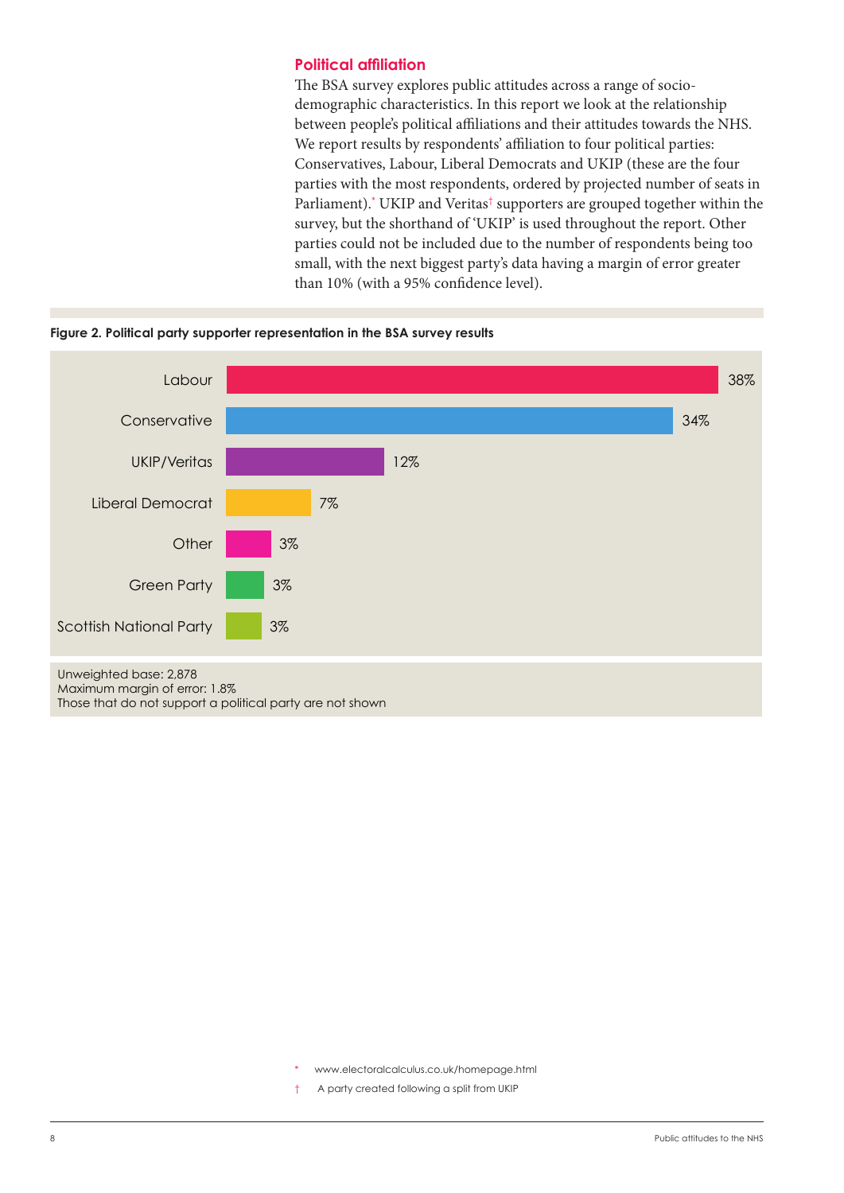## Political affiliation

The BSA survey explores public attitudes across a range of socio-demographic characteristics. In this report we look at the relationship between people's political affiliations and their attitudes towards the NHS. We report results by respondents' affiliation to four political parties: Conservatives, Labour, Liberal Democrats and UKIP (these are the four parties with the most respondents, ordered by projected number of seats in Parliament).* UKIP and Veritas† supporters are grouped together within the survey, but the shorthand of 'UKIP' is used throughout the report. Other parties could not be included due to the number of respondents being too small, with the next biggest party's data having a margin of error greater than 10% (with a 95% confidence level).

**Figure 2. Political party supporter representation in the BSA survey results**

| Party | % |
|---|---|
| Labour | 38% |
| Conservative | 34% |
| UKIP/Veritas | 12% |
| Liberal Democrat | 7% |
| Other | 3% |
| Green Party | 3% |
| Scottish National Party | 3% |

Unweighted base: 2,878
Maximum margin of error: 1.8%
Those that do not support a political party are not shown

\* www.electoralcalculus.co.uk/homepage.html

† A party created following a split from UKIP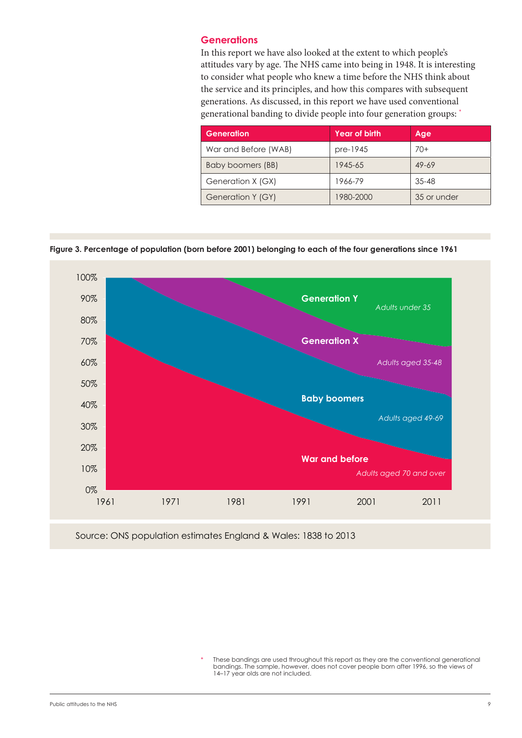## Generations

In this report we have also looked at the extent to which people's attitudes vary by age. The NHS came into being in 1948. It is interesting to consider what people who knew a time before the NHS think about the service and its principles, and how this compares with subsequent generations. As discussed, in this report we have used conventional generational banding to divide people into four generation groups: *

| Generation | Year of birth | Age |
|---|---|---|
| War and Before (WAB) | pre-1945 | 70+ |
| Baby boomers (BB) | 1945-65 | 49-69 |
| Generation X (GX) | 1966-79 | 35-48 |
| Generation Y (GY) | 1980-2000 | 35 or under |

**Figure 3. Percentage of population (born before 2001) belonging to each of the four generations since 1961**

Source: ONS population estimates England & Wales: 1838 to 2013

* These bandings are used throughout this report as they are the conventional generational bandings. The sample, however, does not cover people born after 1996, so the views of 14–17 year olds are not included.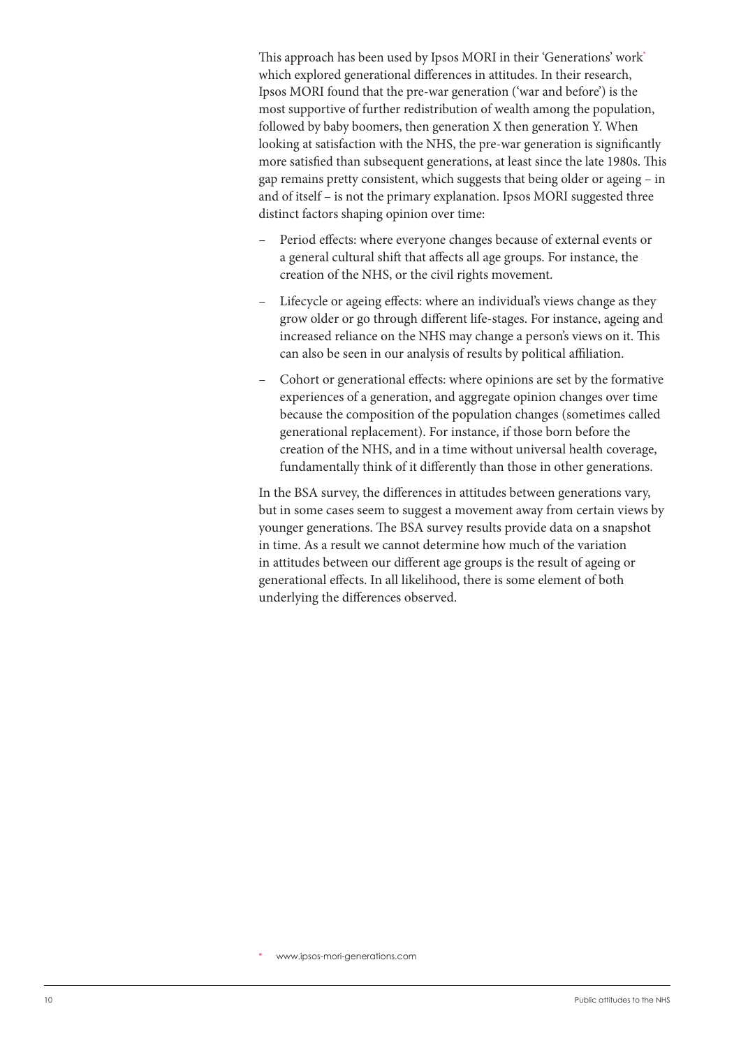This approach has been used by Ipsos MORI in their 'Generations' work* which explored generational differences in attitudes. In their research, Ipsos MORI found that the pre-war generation ('war and before') is the most supportive of further redistribution of wealth among the population, followed by baby boomers, then generation X then generation Y. When looking at satisfaction with the NHS, the pre-war generation is significantly more satisfied than subsequent generations, at least since the late 1980s. This gap remains pretty consistent, which suggests that being older or ageing – in and of itself – is not the primary explanation. Ipsos MORI suggested three distinct factors shaping opinion over time:

- Period effects: where everyone changes because of external events or a general cultural shift that affects all age groups. For instance, the creation of the NHS, or the civil rights movement.
- Lifecycle or ageing effects: where an individual's views change as they grow older or go through different life-stages. For instance, ageing and increased reliance on the NHS may change a person's views on it. This can also be seen in our analysis of results by political affiliation.
- Cohort or generational effects: where opinions are set by the formative experiences of a generation, and aggregate opinion changes over time because the composition of the population changes (sometimes called generational replacement). For instance, if those born before the creation of the NHS, and in a time without universal health coverage, fundamentally think of it differently than those in other generations.

In the BSA survey, the differences in attitudes between generations vary, but in some cases seem to suggest a movement away from certain views by younger generations. The BSA survey results provide data on a snapshot in time. As a result we cannot determine how much of the variation in attitudes between our different age groups is the result of ageing or generational effects. In all likelihood, there is some element of both underlying the differences observed.

* www.ipsos-mori-generations.com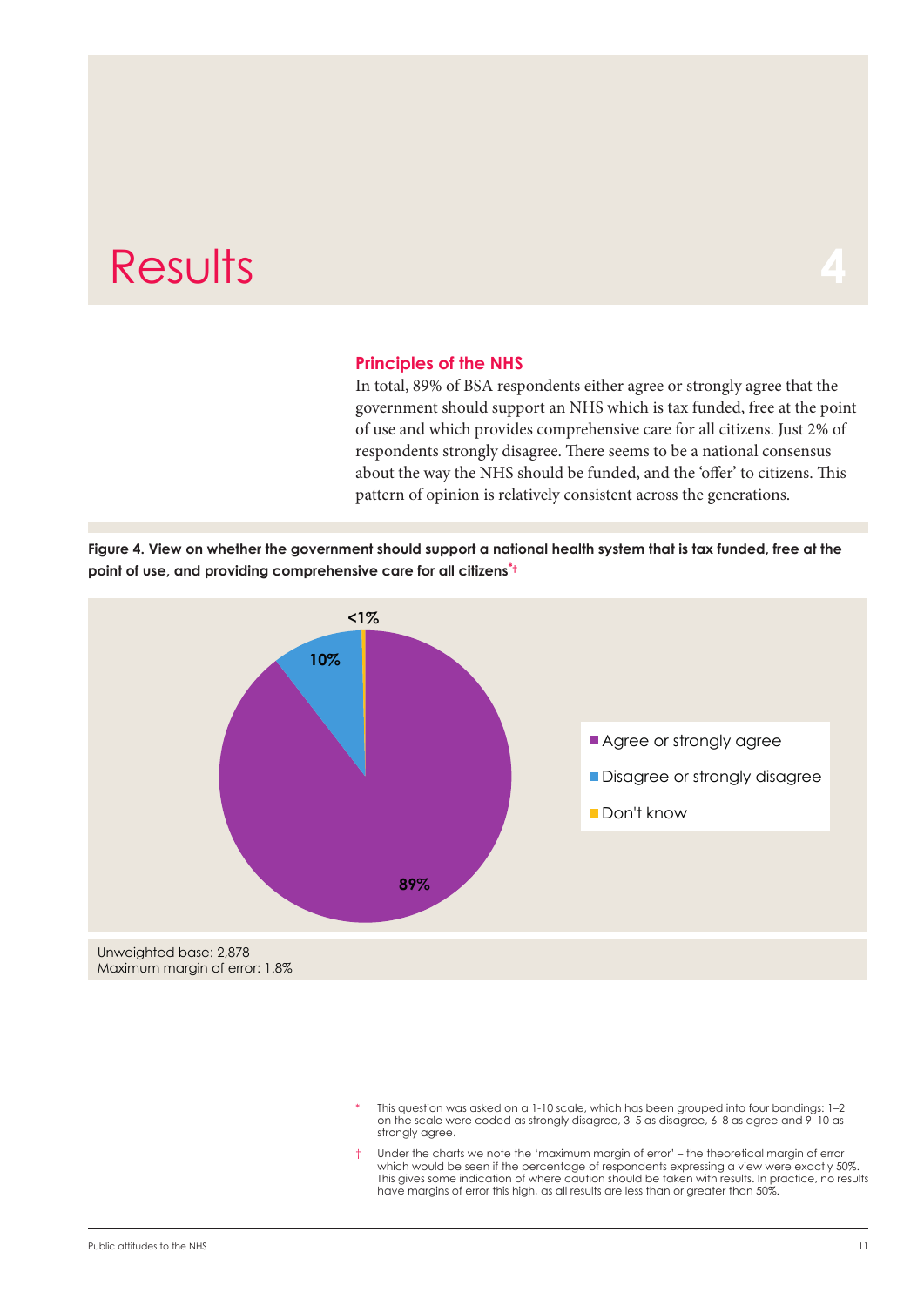# Results

4

## Principles of the NHS

In total, 89% of BSA respondents either agree or strongly agree that the government should support an NHS which is tax funded, free at the point of use and which provides comprehensive care for all citizens. Just 2% of respondents strongly disagree. There seems to be a national consensus about the way the NHS should be funded, and the 'offer' to citizens. This pattern of opinion is relatively consistent across the generations.

**Figure 4. View on whether the government should support a national health system that is tax funded, free at the point of use, and providing comprehensive care for all citizens*†**

| Response | Percentage |
| --- | --- |
| Agree or strongly agree | 89% |
| Disagree or strongly disagree | 10% |
| Don't know | <1% |

Unweighted base: 2,878
Maximum margin of error: 1.8%

\* This question was asked on a 1-10 scale, which has been grouped into four bandings: 1–2 on the scale were coded as strongly disagree, 3–5 as disagree, 6–8 as agree and 9–10 as strongly agree.

† Under the charts we note the 'maximum margin of error' – the theoretical margin of error which would be seen if the percentage of respondents expressing a view were exactly 50%. This gives some indication of where caution should be taken with results. In practice, no results have margins of error this high, as all results are less than or greater than 50%.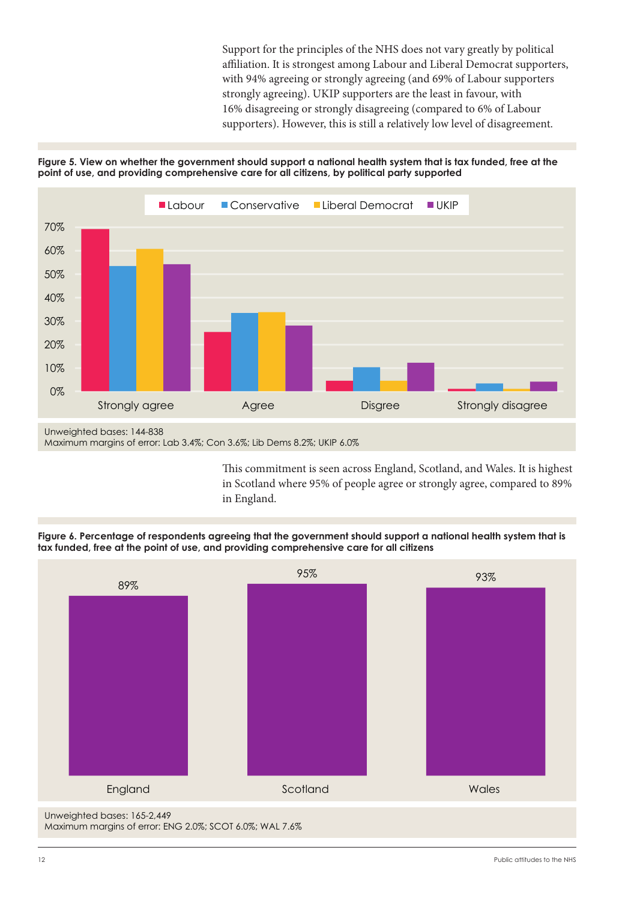Support for the principles of the NHS does not vary greatly by political affiliation. It is strongest among Labour and Liberal Democrat supporters, with 94% agreeing or strongly agreeing (and 69% of Labour supporters strongly agreeing). UKIP supporters are the least in favour, with 16% disagreeing or strongly disagreeing (compared to 6% of Labour supporters). However, this is still a relatively low level of disagreement.

**Figure 5. View on whether the government should support a national health system that is tax funded, free at the point of use, and providing comprehensive care for all citizens, by political party supported**

Unweighted bases: 144-838
Maximum margins of error: Lab 3.4%; Con 3.6%; Lib Dems 8.2%; UKIP 6.0%

This commitment is seen across England, Scotland, and Wales. It is highest in Scotland where 95% of people agree or strongly agree, compared to 89% in England.

**Figure 6. Percentage of respondents agreeing that the government should support a national health system that is tax funded, free at the point of use, and providing comprehensive care for all citizens**

| England | Scotland | Wales |
|---|---|---|
| 89% | 95% | 93% |

Unweighted bases: 165-2,449
Maximum margins of error: ENG 2.0%; SCOT 6.0%; WAL 7.6%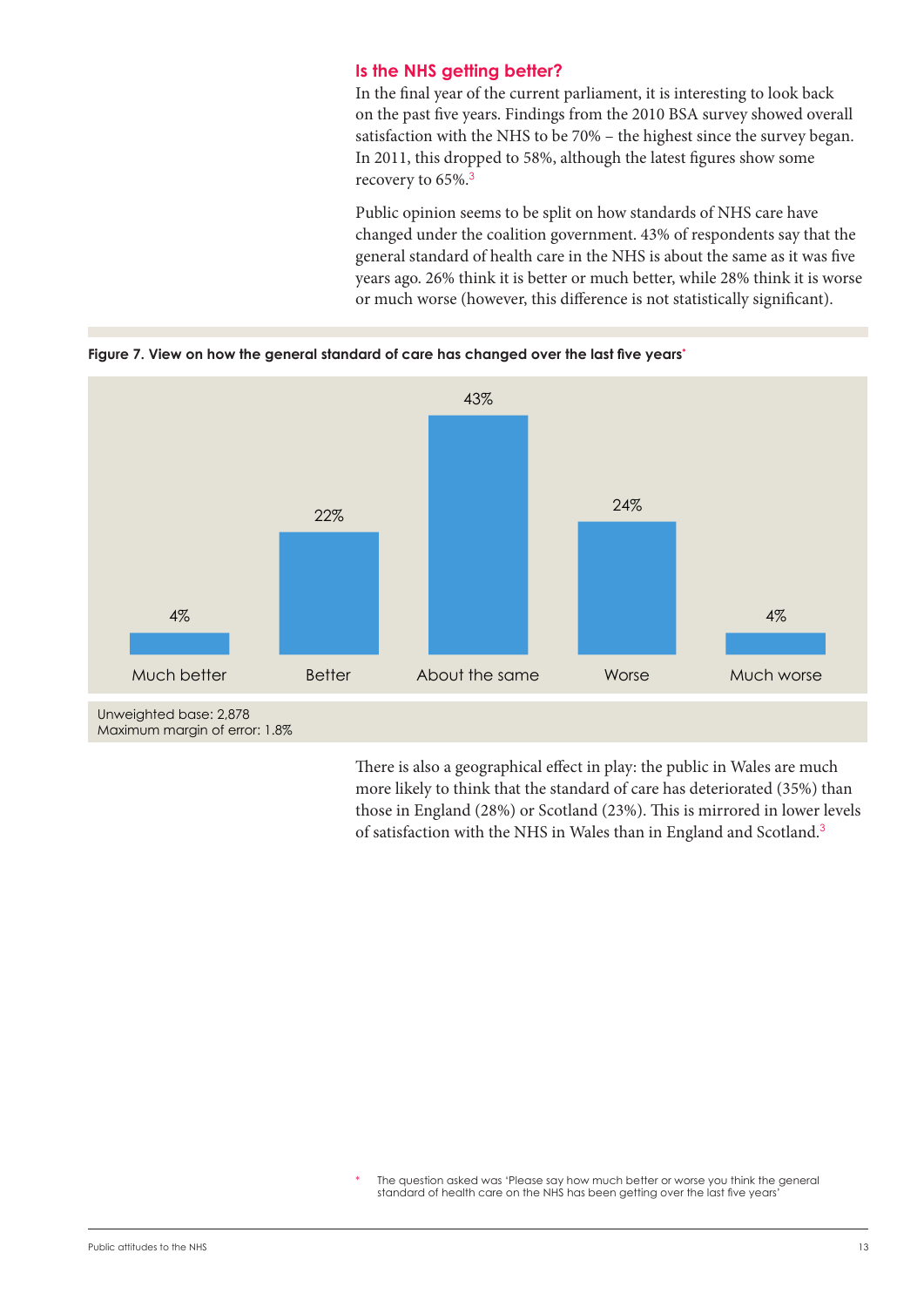## Is the NHS getting better?

In the final year of the current parliament, it is interesting to look back on the past five years. Findings from the 2010 BSA survey showed overall satisfaction with the NHS to be 70% – the highest since the survey began. In 2011, this dropped to 58%, although the latest figures show some recovery to 65%.[3]

Public opinion seems to be split on how standards of NHS care have changed under the coalition government. 43% of respondents say that the general standard of health care in the NHS is about the same as it was five years ago. 26% think it is better or much better, while 28% think it is worse or much worse (however, this difference is not statistically significant).

**Figure 7. View on how the general standard of care has changed over the last five years***

| Much better | Better | About the same | Worse | Much worse |
|---|---|---|---|---|
| 4% | 22% | 43% | 24% | 4% |

Unweighted base: 2,878
Maximum margin of error: 1.8%

There is also a geographical effect in play: the public in Wales are much more likely to think that the standard of care has deteriorated (35%) than those in England (28%) or Scotland (23%). This is mirrored in lower levels of satisfaction with the NHS in Wales than in England and Scotland.[3]

* The question asked was 'Please say how much better or worse you think the general standard of health care on the NHS has been getting over the last five years'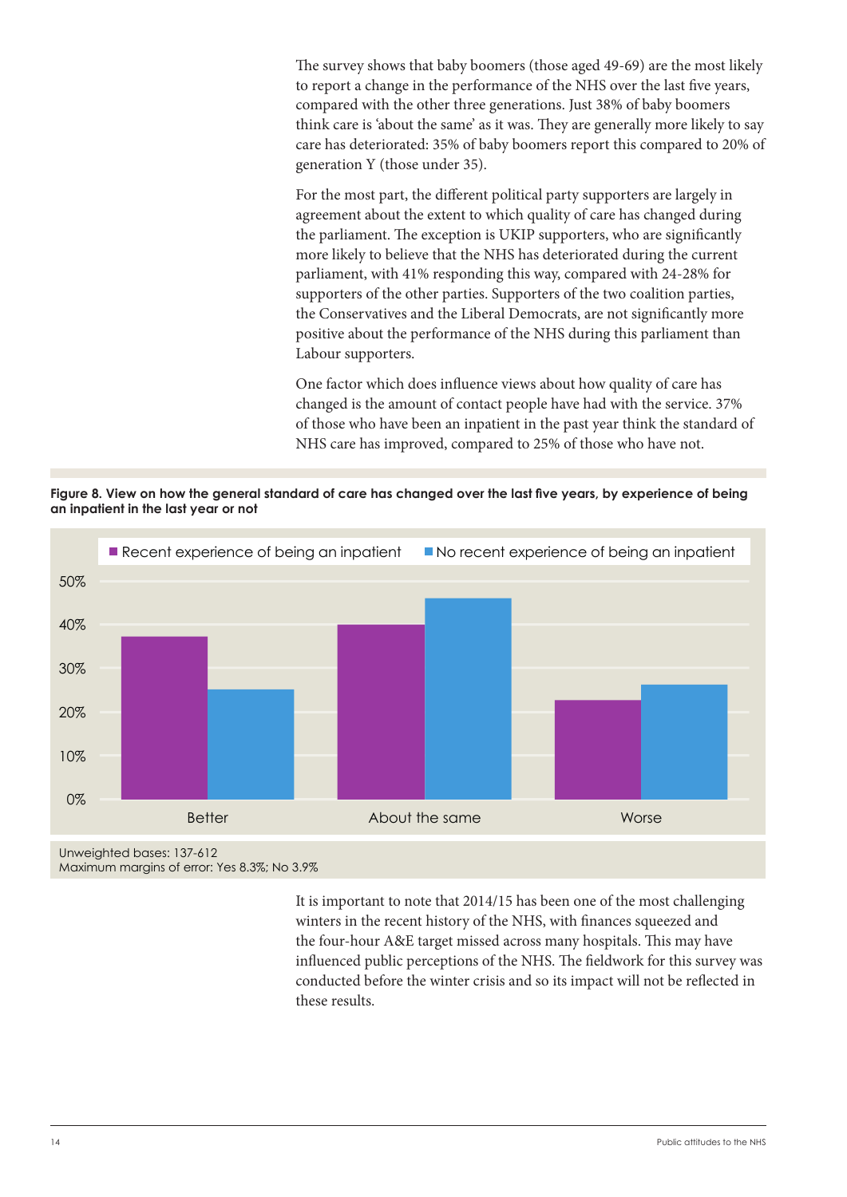The survey shows that baby boomers (those aged 49-69) are the most likely to report a change in the performance of the NHS over the last five years, compared with the other three generations. Just 38% of baby boomers think care is 'about the same' as it was. They are generally more likely to say care has deteriorated: 35% of baby boomers report this compared to 20% of generation Y (those under 35).

For the most part, the different political party supporters are largely in agreement about the extent to which quality of care has changed during the parliament. The exception is UKIP supporters, who are significantly more likely to believe that the NHS has deteriorated during the current parliament, with 41% responding this way, compared with 24-28% for supporters of the other parties. Supporters of the two coalition parties, the Conservatives and the Liberal Democrats, are not significantly more positive about the performance of the NHS during this parliament than Labour supporters.

One factor which does influence views about how quality of care has changed is the amount of contact people have had with the service. 37% of those who have been an inpatient in the past year think the standard of NHS care has improved, compared to 25% of those who have not.

**Figure 8. View on how the general standard of care has changed over the last five years, by experience of being an inpatient in the last year or not**

Unweighted bases: 137-612
Maximum margins of error: Yes 8.3%; No 3.9%

It is important to note that 2014/15 has been one of the most challenging winters in the recent history of the NHS, with finances squeezed and the four-hour A&E target missed across many hospitals. This may have influenced public perceptions of the NHS. The fieldwork for this survey was conducted before the winter crisis and so its impact will not be reflected in these results.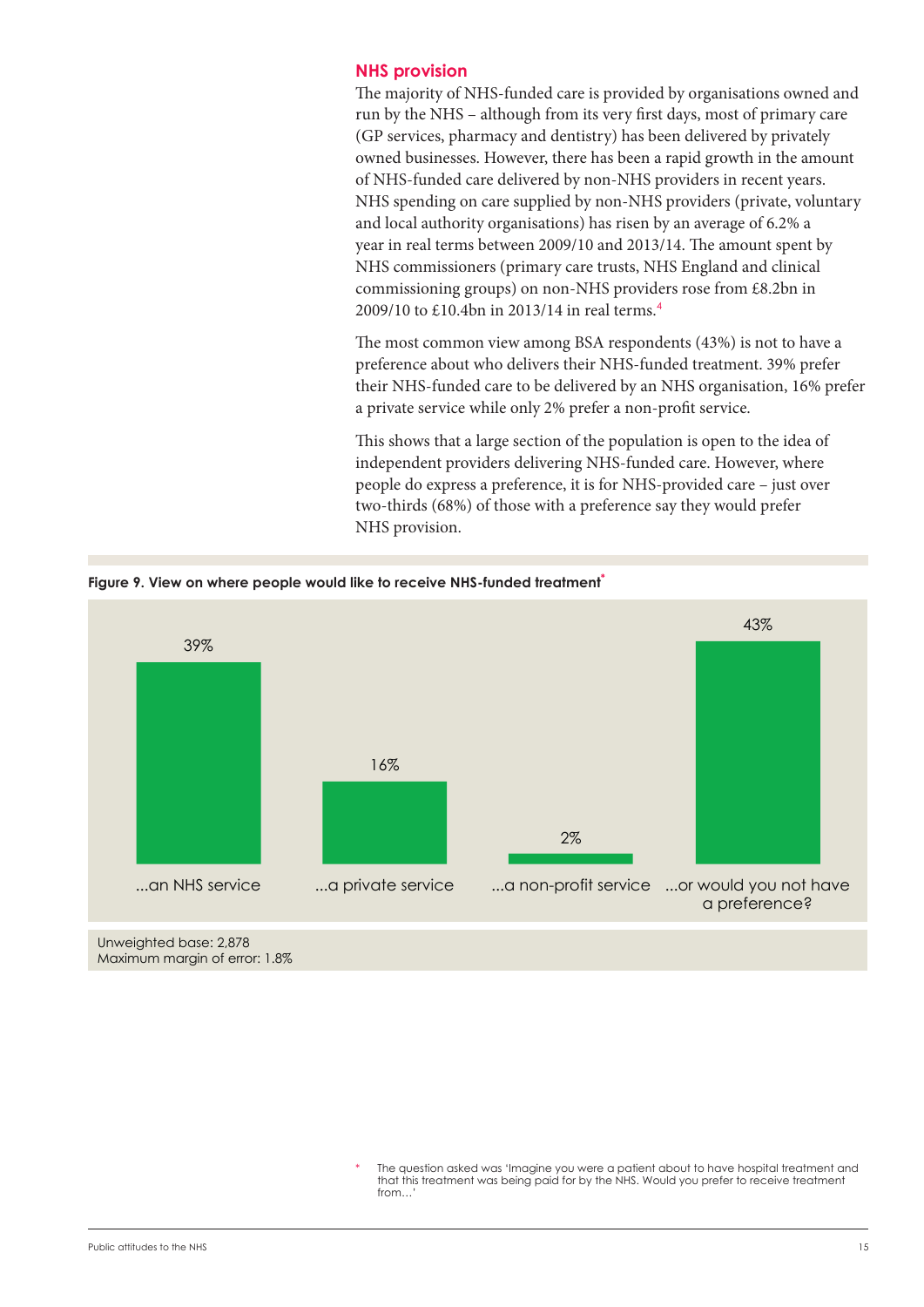## NHS provision

The majority of NHS-funded care is provided by organisations owned and run by the NHS – although from its very first days, most of primary care (GP services, pharmacy and dentistry) has been delivered by privately owned businesses. However, there has been a rapid growth in the amount of NHS-funded care delivered by non-NHS providers in recent years. NHS spending on care supplied by non-NHS providers (private, voluntary and local authority organisations) has risen by an average of 6.2% a year in real terms between 2009/10 and 2013/14. The amount spent by NHS commissioners (primary care trusts, NHS England and clinical commissioning groups) on non-NHS providers rose from £8.2bn in 2009/10 to £10.4bn in 2013/14 in real terms.[4]

The most common view among BSA respondents (43%) is not to have a preference about who delivers their NHS-funded treatment. 39% prefer their NHS-funded care to be delivered by an NHS organisation, 16% prefer a private service while only 2% prefer a non-profit service.

This shows that a large section of the population is open to the idea of independent providers delivering NHS-funded care. However, where people do express a preference, it is for NHS-provided care – just over two-thirds (68%) of those with a preference say they would prefer NHS provision.

**Figure 9. View on where people would like to receive NHS-funded treatment***

| Response | % |
|---|---|
| ...an NHS service | 39% |
| ...a private service | 16% |
| ...a non-profit service | 2% |
| ...or would you not have a preference? | 43% |

Unweighted base: 2,878
Maximum margin of error: 1.8%

\* The question asked was 'Imagine you were a patient about to have hospital treatment and that this treatment was being paid for by the NHS. Would you prefer to receive treatment from…'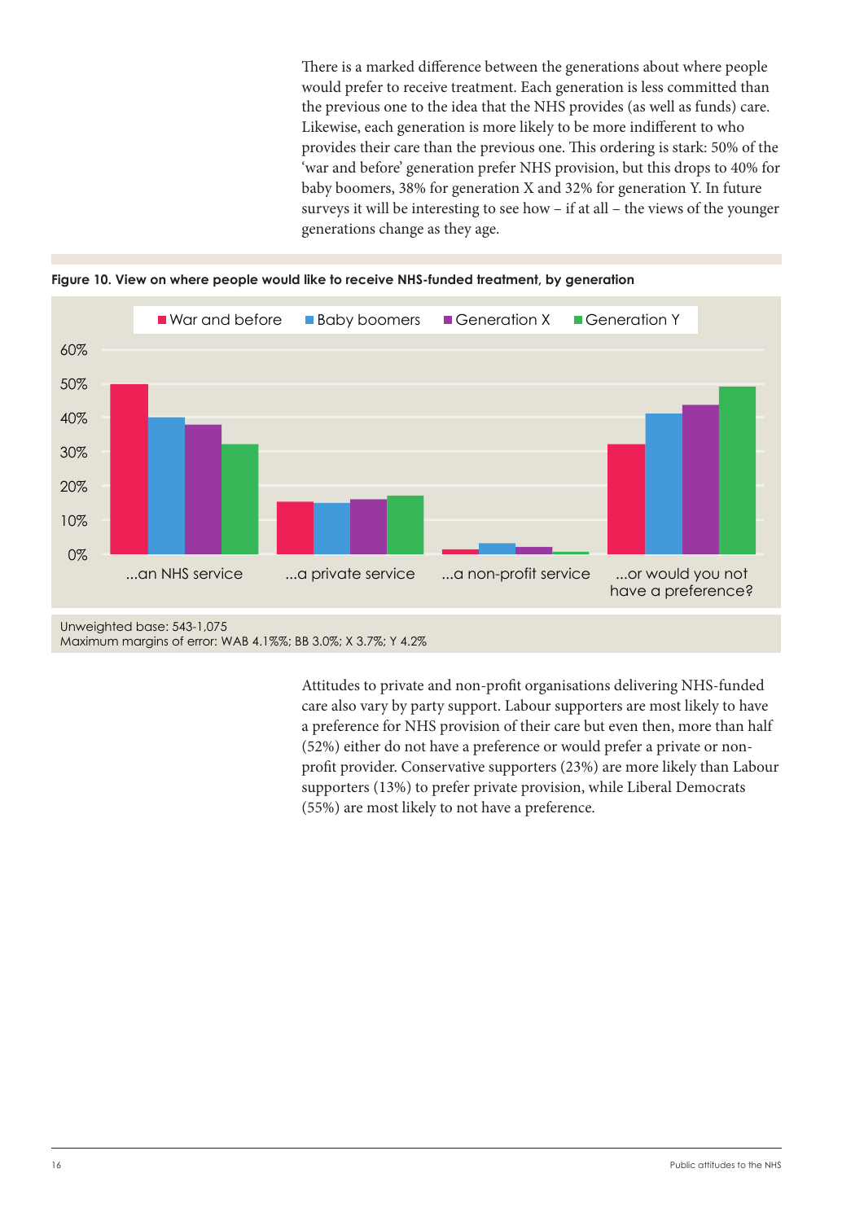There is a marked difference between the generations about where people would prefer to receive treatment. Each generation is less committed than the previous one to the idea that the NHS provides (as well as funds) care. Likewise, each generation is more likely to be more indifferent to who provides their care than the previous one. This ordering is stark: 50% of the 'war and before' generation prefer NHS provision, but this drops to 40% for baby boomers, 38% for generation X and 32% for generation Y. In future surveys it will be interesting to see how – if at all – the views of the younger generations change as they age.

**Figure 10. View on where people would like to receive NHS-funded treatment, by generation**

War and before | Baby boomers | Generation X | Generation Y

60% 50% 40% 30% 20% 10% 0%

...an NHS service | ...a private service | ...a non-profit service | ...or would you not have a preference?

Unweighted base: 543-1,075
Maximum margins of error: WAB 4.1%%; BB 3.0%; X 3.7%; Y 4.2%

Attitudes to private and non-profit organisations delivering NHS-funded care also vary by party support. Labour supporters are most likely to have a preference for NHS provision of their care but even then, more than half (52%) either do not have a preference or would prefer a private or non-profit provider. Conservative supporters (23%) are more likely than Labour supporters (13%) to prefer private provision, while Liberal Democrats (55%) are most likely to not have a preference.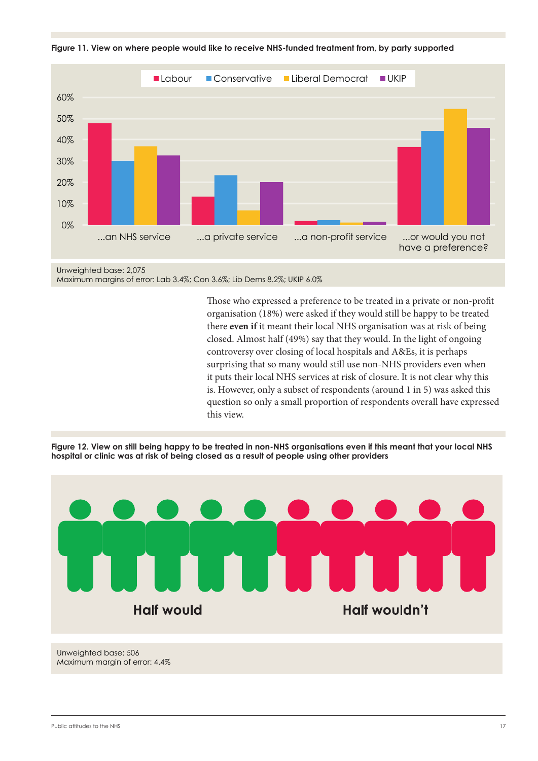**Figure 11. View on where people would like to receive NHS-funded treatment from, by party supported**

Labour | Conservative | Liberal Democrat | UKIP

...an NHS service | ...a private service | ...a non-profit service | ...or would you not have a preference?

Unweighted base: 2,075
Maximum margins of error: Lab 3.4%; Con 3.6%; Lib Dems 8.2%; UKIP 6.0%

Those who expressed a preference to be treated in a private or non-profit organisation (18%) were asked if they would still be happy to be treated there **even if** it meant their local NHS organisation was at risk of being closed. Almost half (49%) say that they would. In the light of ongoing controversy over closing of local hospitals and A&Es, it is perhaps surprising that so many would still use non-NHS providers even when it puts their local NHS services at risk of closure. It is not clear why this is. However, only a subset of respondents (around 1 in 5) was asked this question so only a small proportion of respondents overall have expressed this view.

**Figure 12. View on still being happy to be treated in non-NHS organisations even if this meant that your local NHS hospital or clinic was at risk of being closed as a result of people using other providers**

Half would | Half wouldn't

Unweighted base: 506
Maximum margin of error: 4.4%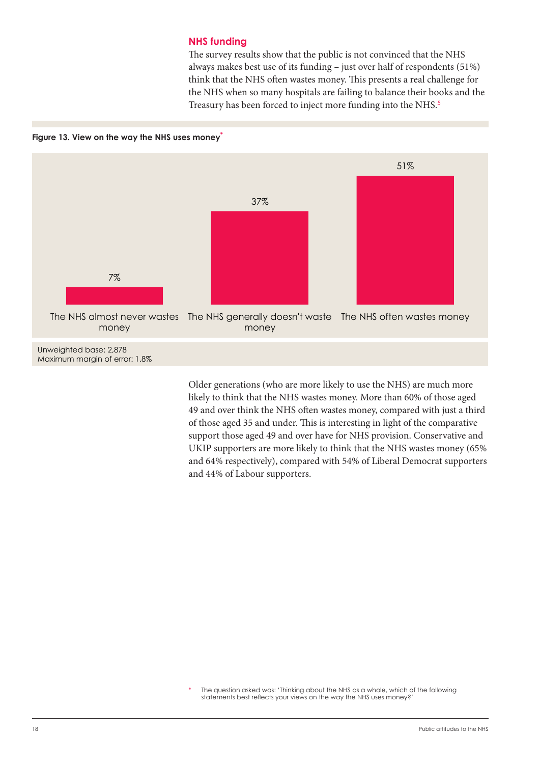## NHS funding

The survey results show that the public is not convinced that the NHS always makes best use of its funding – just over half of respondents (51%) think that the NHS often wastes money. This presents a real challenge for the NHS when so many hospitals are failing to balance their books and the Treasury has been forced to inject more funding into the NHS.[5]

**Figure 13. View on the way the NHS uses money***

| View | % |
|---|---|
| The NHS almost never wastes money | 7% |
| The NHS generally doesn't waste money | 37% |
| The NHS often wastes money | 51% |

Unweighted base: 2,878
Maximum margin of error: 1.8%

Older generations (who are more likely to use the NHS) are much more likely to think that the NHS wastes money. More than 60% of those aged 49 and over think the NHS often wastes money, compared with just a third of those aged 35 and under. This is interesting in light of the comparative support those aged 49 and over have for NHS provision. Conservative and UKIP supporters are more likely to think that the NHS wastes money (65% and 64% respectively), compared with 54% of Liberal Democrat supporters and 44% of Labour supporters.

\* The question asked was: 'Thinking about the NHS as a whole, which of the following statements best reflects your views on the way the NHS uses money?'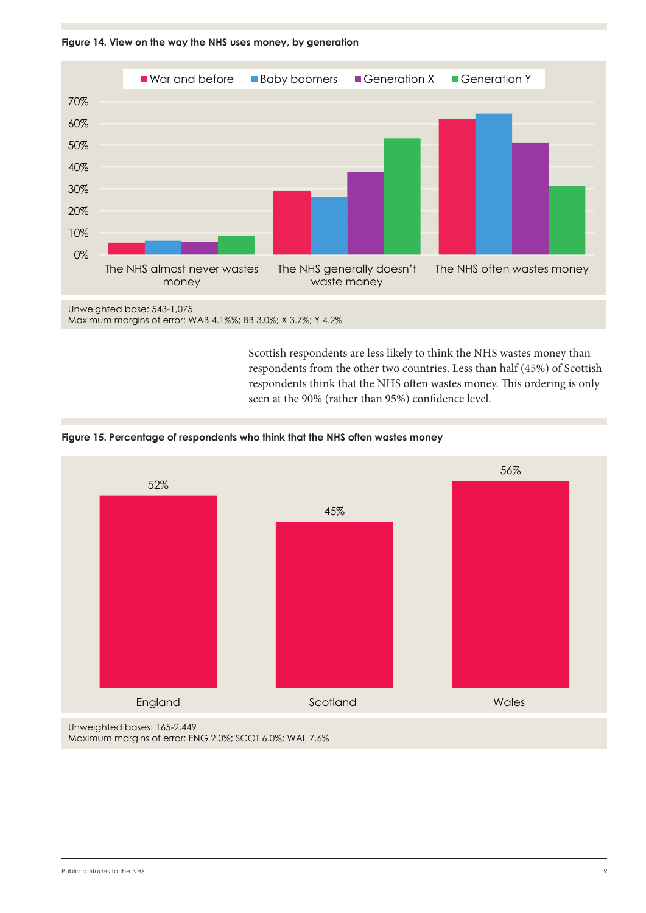**Figure 14. View on the way the NHS uses money, by generation**

Unweighted base: 543-1,075
Maximum margins of error: WAB 4.1%%; BB 3.0%; X 3.7%; Y 4.2%

Scottish respondents are less likely to think the NHS wastes money than respondents from the other two countries. Less than half (45%) of Scottish respondents think that the NHS often wastes money. This ordering is only seen at the 90% (rather than 95%) confidence level.

**Figure 15. Percentage of respondents who think that the NHS often wastes money**

| England | Scotland | Wales |
|---|---|---|
| 52% | 45% | 56% |

Unweighted bases: 165-2,449
Maximum margins of error: ENG 2.0%; SCOT 6.0%; WAL 7.6%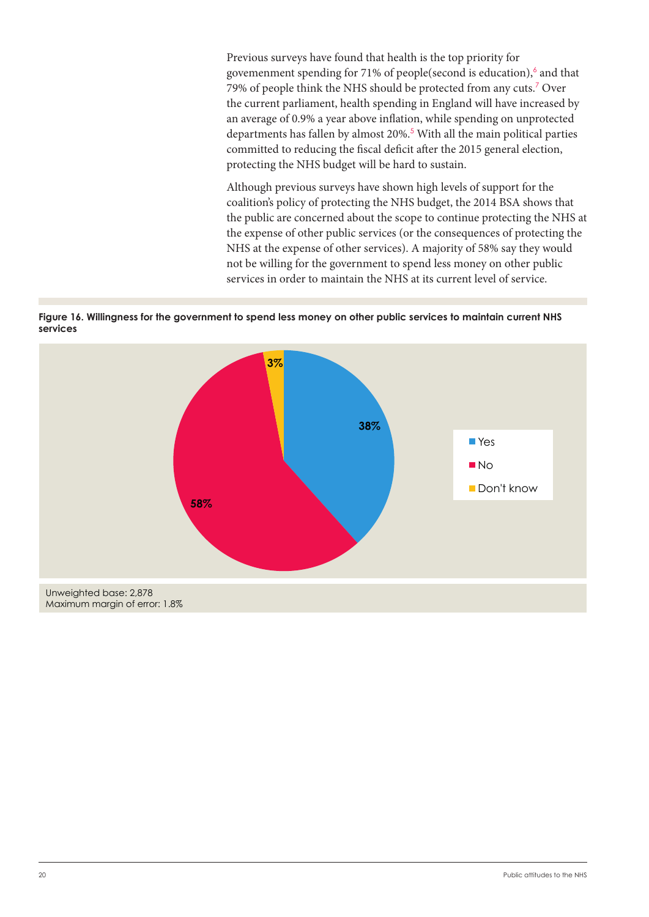Previous surveys have found that health is the top priority for govemenment spending for 71% of people(second is education),[6] and that 79% of people think the NHS should be protected from any cuts.[7] Over the current parliament, health spending in England will have increased by an average of 0.9% a year above inflation, while spending on unprotected departments has fallen by almost 20%.[5] With all the main political parties committed to reducing the fiscal deficit after the 2015 general election, protecting the NHS budget will be hard to sustain.

Although previous surveys have shown high levels of support for the coalition's policy of protecting the NHS budget, the 2014 BSA shows that the public are concerned about the scope to continue protecting the NHS at the expense of other public services (or the consequences of protecting the NHS at the expense of other services). A majority of 58% say they would not be willing for the government to spend less money on other public services in order to maintain the NHS at its current level of service.

**Figure 16. Willingness for the government to spend less money on other public services to maintain current NHS services**

| Response | % |
|---|---|
| Yes | 38% |
| No | 58% |
| Don't know | 3% |

Unweighted base: 2,878
Maximum margin of error: 1.8%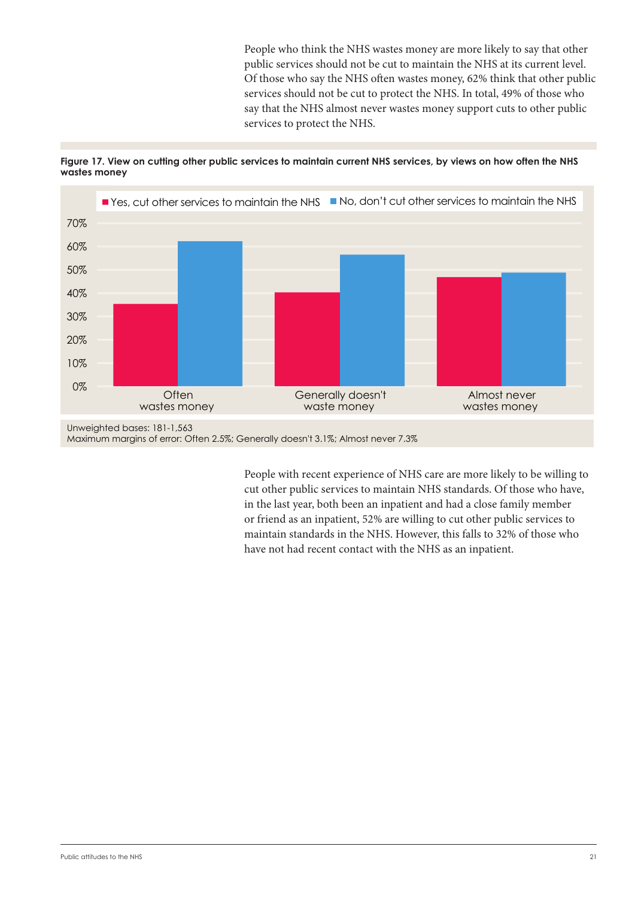People who think the NHS wastes money are more likely to say that other public services should not be cut to maintain the NHS at its current level. Of those who say the NHS often wastes money, 62% think that other public services should not be cut to protect the NHS. In total, 49% of those who say that the NHS almost never wastes money support cuts to other public services to protect the NHS.

**Figure 17. View on cutting other public services to maintain current NHS services, by views on how often the NHS wastes money**

Unweighted bases: 181-1,563
Maximum margins of error: Often 2.5%; Generally doesn't 3.1%; Almost never 7.3%

People with recent experience of NHS care are more likely to be willing to cut other public services to maintain NHS standards. Of those who have, in the last year, both been an inpatient and had a close family member or friend as an inpatient, 52% are willing to cut other public services to maintain standards in the NHS. However, this falls to 32% of those who have not had recent contact with the NHS as an inpatient.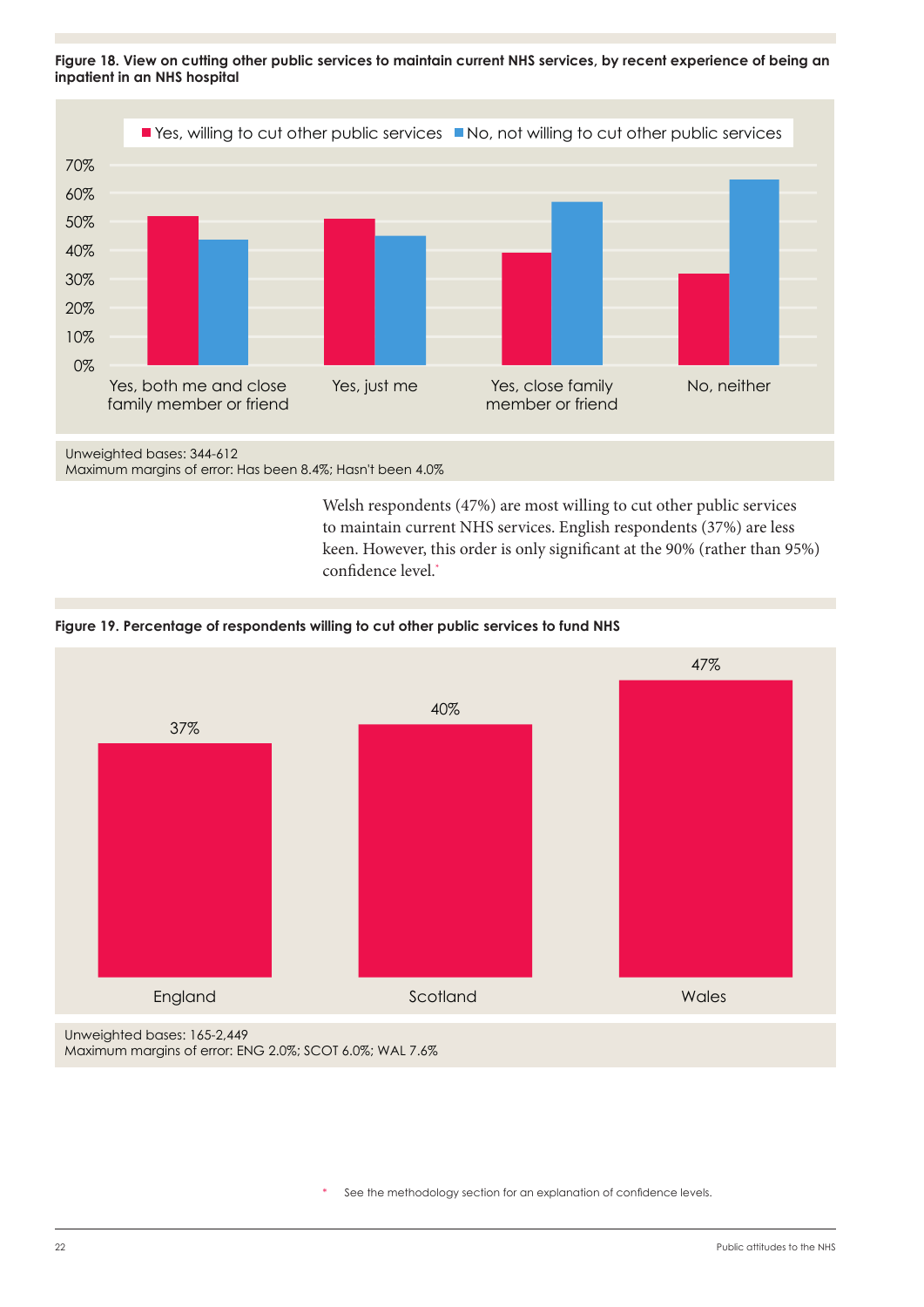**Figure 18. View on cutting other public services to maintain current NHS services, by recent experience of being an inpatient in an NHS hospital**

Unweighted bases: 344-612
Maximum margins of error: Has been 8.4%; Hasn't been 4.0%

Welsh respondents (47%) are most willing to cut other public services to maintain current NHS services. English respondents (37%) are less keen. However, this order is only significant at the 90% (rather than 95%) confidence level.*

**Figure 19. Percentage of respondents willing to cut other public services to fund NHS**

| England | Scotland | Wales |
|---|---|---|
| 37% | 40% | 47% |

Unweighted bases: 165-2,449
Maximum margins of error: ENG 2.0%; SCOT 6.0%; WAL 7.6%

* See the methodology section for an explanation of confidence levels.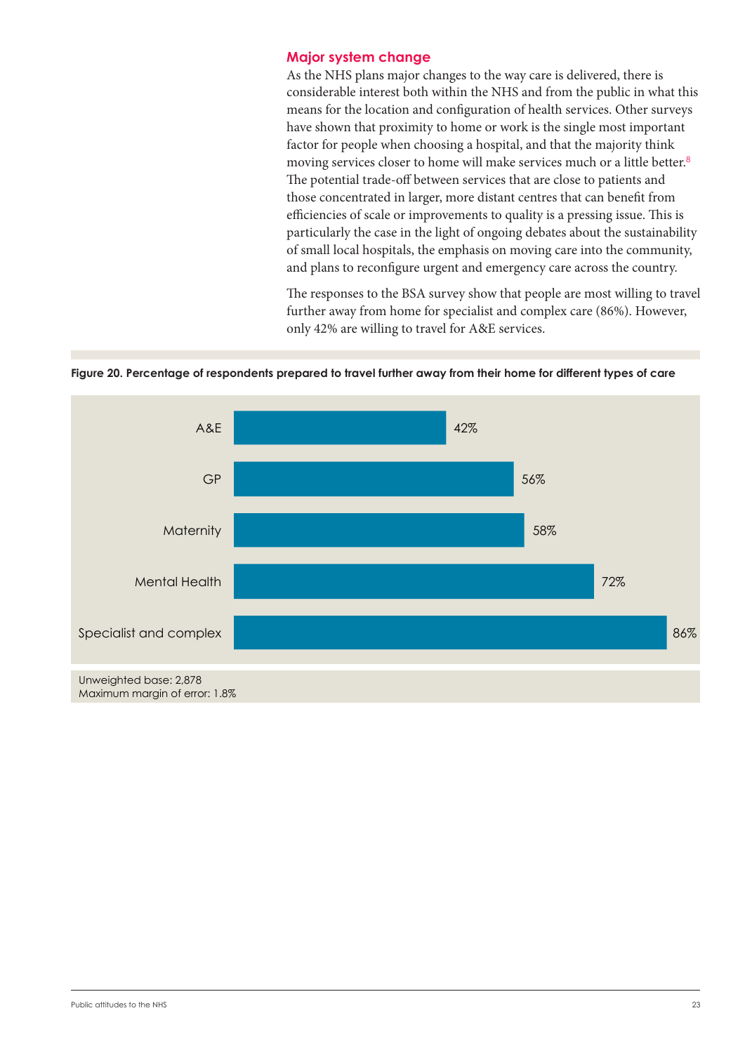## Major system change

As the NHS plans major changes to the way care is delivered, there is considerable interest both within the NHS and from the public in what this means for the location and configuration of health services. Other surveys have shown that proximity to home or work is the single most important factor for people when choosing a hospital, and that the majority think moving services closer to home will make services much or a little better.[8] The potential trade-off between services that are close to patients and those concentrated in larger, more distant centres that can benefit from efficiencies of scale or improvements to quality is a pressing issue. This is particularly the case in the light of ongoing debates about the sustainability of small local hospitals, the emphasis on moving care into the community, and plans to reconfigure urgent and emergency care across the country.

The responses to the BSA survey show that people are most willing to travel further away from home for specialist and complex care (86%). However, only 42% are willing to travel for A&E services.

**Figure 20. Percentage of respondents prepared to travel further away from their home for different types of care**

| Type of care | Percentage |
|---|---|
| A&E | 42% |
| GP | 56% |
| Maternity | 58% |
| Mental Health | 72% |
| Specialist and complex | 86% |

Unweighted base: 2,878
Maximum margin of error: 1.8%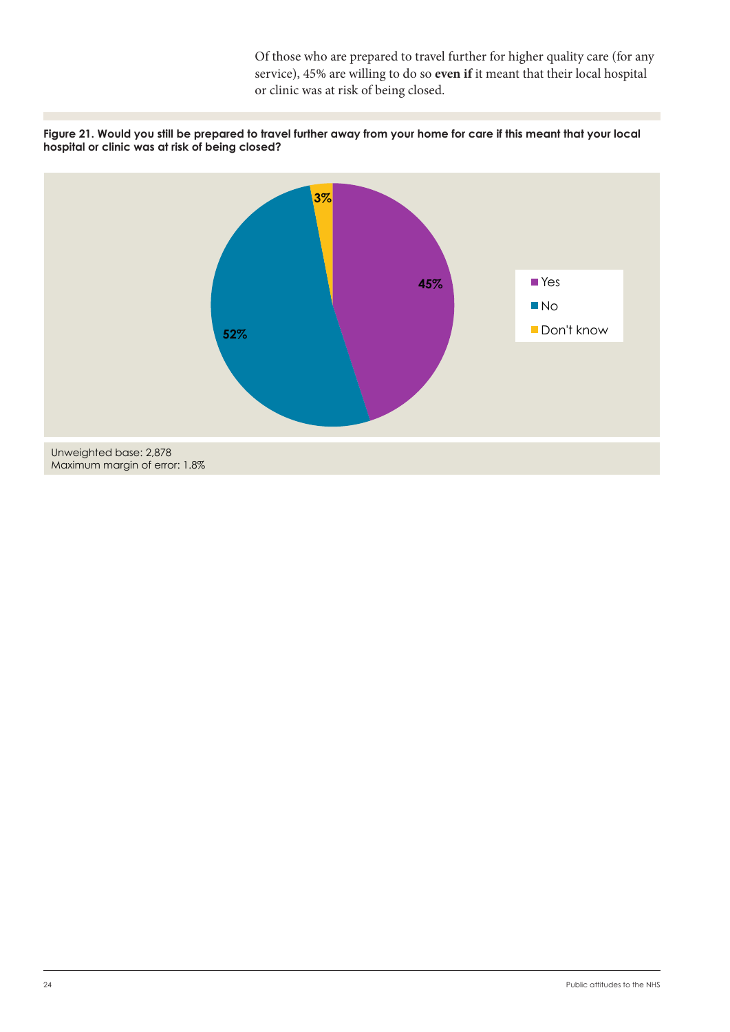Of those who are prepared to travel further for higher quality care (for any service), 45% are willing to do so **even if** it meant that their local hospital or clinic was at risk of being closed.

**Figure 21. Would you still be prepared to travel further away from your home for care if this meant that your local hospital or clinic was at risk of being closed?**

| Response | % |
|---|---|
| Yes | 45% |
| No | 52% |
| Don't know | 3% |

Unweighted base: 2,878
Maximum margin of error: 1.8%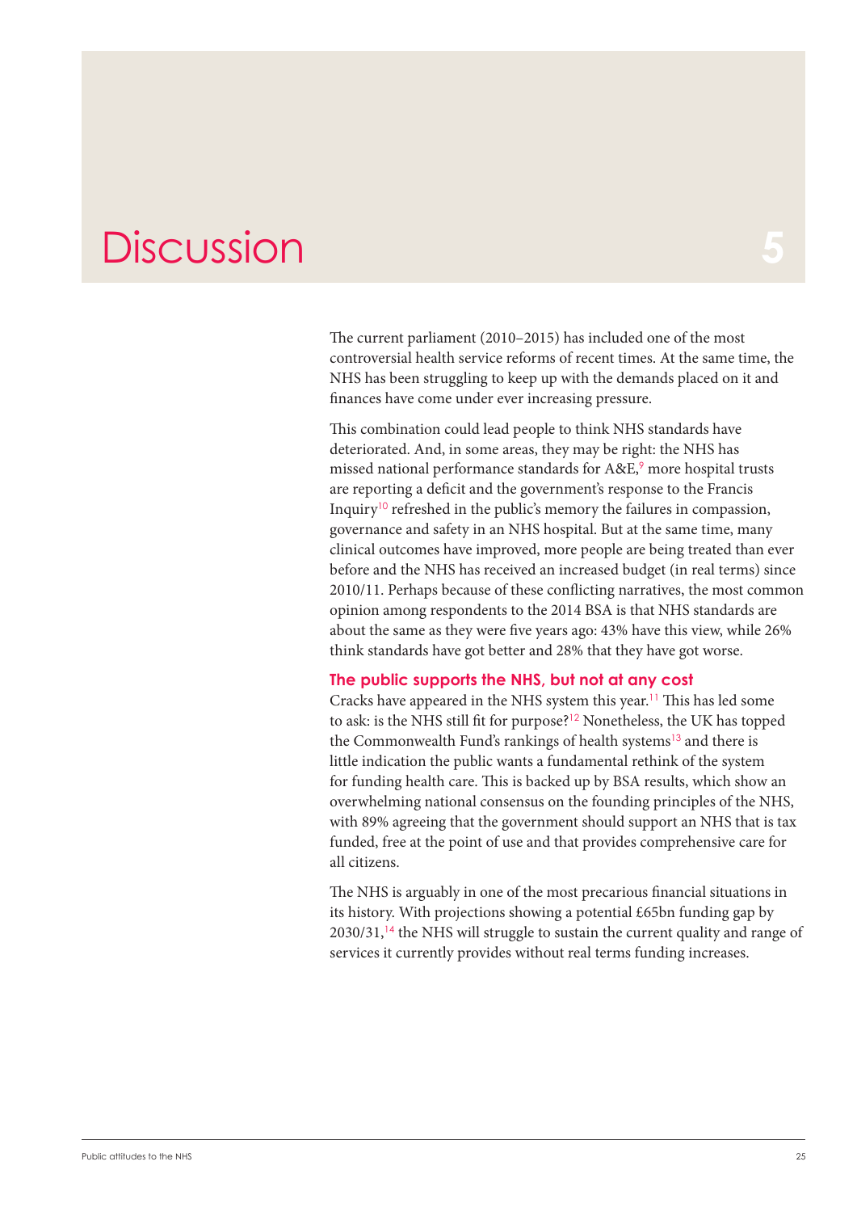# Discussion 5

The current parliament (2010–2015) has included one of the most controversial health service reforms of recent times. At the same time, the NHS has been struggling to keep up with the demands placed on it and finances have come under ever increasing pressure.

This combination could lead people to think NHS standards have deteriorated. And, in some areas, they may be right: the NHS has missed national performance standards for A&E,[9] more hospital trusts are reporting a deficit and the government's response to the Francis Inquiry[10] refreshed in the public's memory the failures in compassion, governance and safety in an NHS hospital. But at the same time, many clinical outcomes have improved, more people are being treated than ever before and the NHS has received an increased budget (in real terms) since 2010/11. Perhaps because of these conflicting narratives, the most common opinion among respondents to the 2014 BSA is that NHS standards are about the same as they were five years ago: 43% have this view, while 26% think standards have got better and 28% that they have got worse.

## The public supports the NHS, but not at any cost

Cracks have appeared in the NHS system this year.[11] This has led some to ask: is the NHS still fit for purpose?[12] Nonetheless, the UK has topped the Commonwealth Fund's rankings of health systems[13] and there is little indication the public wants a fundamental rethink of the system for funding health care. This is backed up by BSA results, which show an overwhelming national consensus on the founding principles of the NHS, with 89% agreeing that the government should support an NHS that is tax funded, free at the point of use and that provides comprehensive care for all citizens.

The NHS is arguably in one of the most precarious financial situations in its history. With projections showing a potential £65bn funding gap by 2030/31,[14] the NHS will struggle to sustain the current quality and range of services it currently provides without real terms funding increases.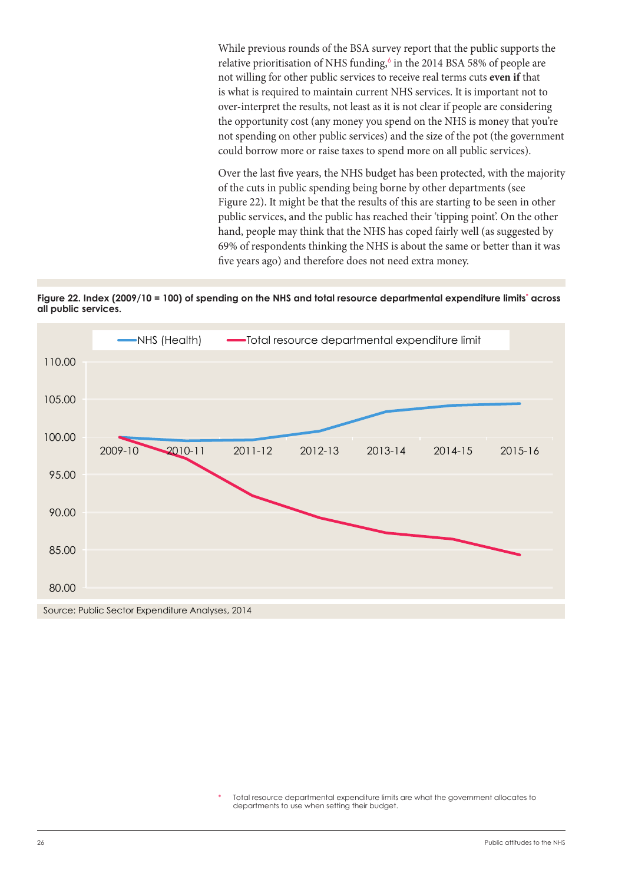While previous rounds of the BSA survey report that the public supports the relative prioritisation of NHS funding,[6] in the 2014 BSA 58% of people are not willing for other public services to receive real terms cuts **even if** that is what is required to maintain current NHS services. It is important not to over-interpret the results, not least as it is not clear if people are considering the opportunity cost (any money you spend on the NHS is money that you're not spending on other public services) and the size of the pot (the government could borrow more or raise taxes to spend more on all public services).

Over the last five years, the NHS budget has been protected, with the majority of the cuts in public spending being borne by other departments (see Figure 22). It might be that the results of this are starting to be seen in other public services, and the public has reached their 'tipping point'. On the other hand, people may think that the NHS has coped fairly well (as suggested by 69% of respondents thinking the NHS is about the same or better than it was five years ago) and therefore does not need extra money.

**Figure 22. Index (2009/10 = 100) of spending on the NHS and total resource departmental expenditure limits* across all public services.**

Source: Public Sector Expenditure Analyses, 2014

\* Total resource departmental expenditure limits are what the government allocates to departments to use when setting their budget.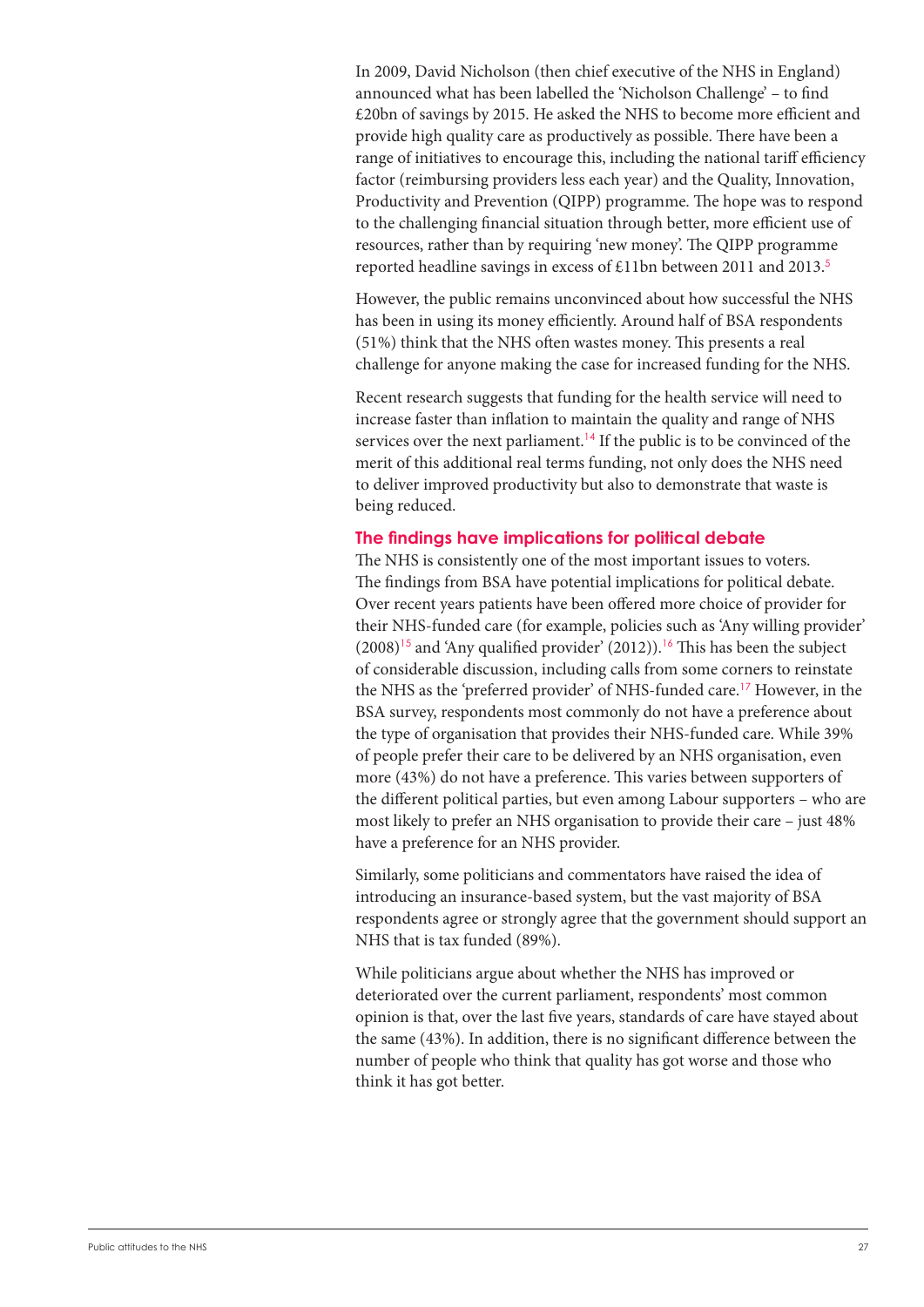In 2009, David Nicholson (then chief executive of the NHS in England) announced what has been labelled the 'Nicholson Challenge' – to find £20bn of savings by 2015. He asked the NHS to become more efficient and provide high quality care as productively as possible. There have been a range of initiatives to encourage this, including the national tariff efficiency factor (reimbursing providers less each year) and the Quality, Innovation, Productivity and Prevention (QIPP) programme. The hope was to respond to the challenging financial situation through better, more efficient use of resources, rather than by requiring 'new money'. The QIPP programme reported headline savings in excess of £11bn between 2011 and 2013.[5]

However, the public remains unconvinced about how successful the NHS has been in using its money efficiently. Around half of BSA respondents (51%) think that the NHS often wastes money. This presents a real challenge for anyone making the case for increased funding for the NHS.

Recent research suggests that funding for the health service will need to increase faster than inflation to maintain the quality and range of NHS services over the next parliament.[14] If the public is to be convinced of the merit of this additional real terms funding, not only does the NHS need to deliver improved productivity but also to demonstrate that waste is being reduced.

## The findings have implications for political debate

The NHS is consistently one of the most important issues to voters. The findings from BSA have potential implications for political debate. Over recent years patients have been offered more choice of provider for their NHS-funded care (for example, policies such as 'Any willing provider' (2008)[15] and 'Any qualified provider' (2012)).[16] This has been the subject of considerable discussion, including calls from some corners to reinstate the NHS as the 'preferred provider' of NHS-funded care.[17] However, in the BSA survey, respondents most commonly do not have a preference about the type of organisation that provides their NHS-funded care. While 39% of people prefer their care to be delivered by an NHS organisation, even more (43%) do not have a preference. This varies between supporters of the different political parties, but even among Labour supporters – who are most likely to prefer an NHS organisation to provide their care – just 48% have a preference for an NHS provider.

Similarly, some politicians and commentators have raised the idea of introducing an insurance-based system, but the vast majority of BSA respondents agree or strongly agree that the government should support an NHS that is tax funded (89%).

While politicians argue about whether the NHS has improved or deteriorated over the current parliament, respondents' most common opinion is that, over the last five years, standards of care have stayed about the same (43%). In addition, there is no significant difference between the number of people who think that quality has got worse and those who think it has got better.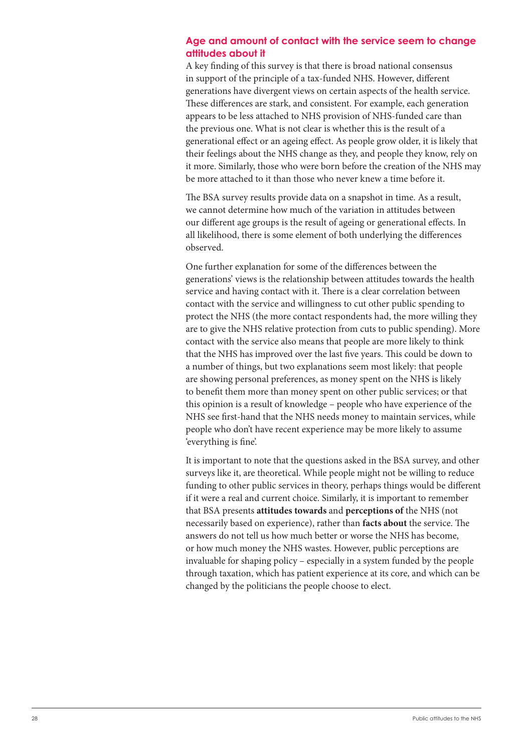## Age and amount of contact with the service seem to change attitudes about it

A key finding of this survey is that there is broad national consensus in support of the principle of a tax-funded NHS. However, different generations have divergent views on certain aspects of the health service. These differences are stark, and consistent. For example, each generation appears to be less attached to NHS provision of NHS-funded care than the previous one. What is not clear is whether this is the result of a generational effect or an ageing effect. As people grow older, it is likely that their feelings about the NHS change as they, and people they know, rely on it more. Similarly, those who were born before the creation of the NHS may be more attached to it than those who never knew a time before it.

The BSA survey results provide data on a snapshot in time. As a result, we cannot determine how much of the variation in attitudes between our different age groups is the result of ageing or generational effects. In all likelihood, there is some element of both underlying the differences observed.

One further explanation for some of the differences between the generations' views is the relationship between attitudes towards the health service and having contact with it. There is a clear correlation between contact with the service and willingness to cut other public spending to protect the NHS (the more contact respondents had, the more willing they are to give the NHS relative protection from cuts to public spending). More contact with the service also means that people are more likely to think that the NHS has improved over the last five years. This could be down to a number of things, but two explanations seem most likely: that people are showing personal preferences, as money spent on the NHS is likely to benefit them more than money spent on other public services; or that this opinion is a result of knowledge – people who have experience of the NHS see first-hand that the NHS needs money to maintain services, while people who don't have recent experience may be more likely to assume 'everything is fine'.

It is important to note that the questions asked in the BSA survey, and other surveys like it, are theoretical. While people might not be willing to reduce funding to other public services in theory, perhaps things would be different if it were a real and current choice. Similarly, it is important to remember that BSA presents **attitudes towards** and **perceptions of** the NHS (not necessarily based on experience), rather than **facts about** the service. The answers do not tell us how much better or worse the NHS has become, or how much money the NHS wastes. However, public perceptions are invaluable for shaping policy – especially in a system funded by the people through taxation, which has patient experience at its core, and which can be changed by the politicians the people choose to elect.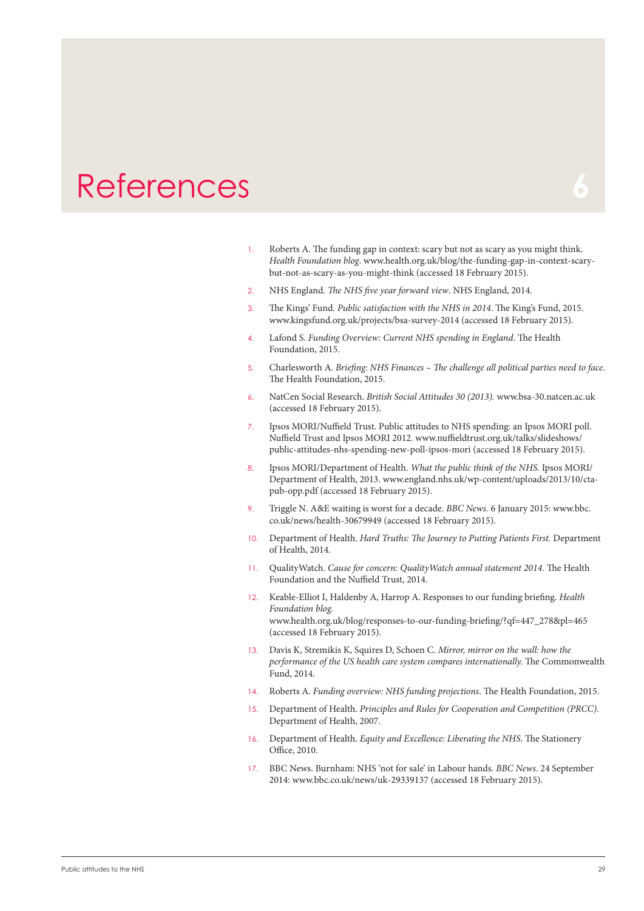# References

1. Roberts A. The funding gap in context: scary but not as scary as you might think. *Health Foundation blog*. www.health.org.uk/blog/the-funding-gap-in-context-scary-but-not-as-scary-as-you-might-think (accessed 18 February 2015).
2. NHS England. *The NHS five year forward view*. NHS England, 2014.
3. The Kings' Fund. *Public satisfaction with the NHS in 2014*. The King's Fund, 2015. www.kingsfund.org.uk/projects/bsa-survey-2014 (accessed 18 February 2015).
4. Lafond S. *Funding Overview: Current NHS spending in England*. The Health Foundation, 2015.
5. Charlesworth A. *Briefing: NHS Finances – The challenge all political parties need to face*. The Health Foundation, 2015.
6. NatCen Social Research. *British Social Attitudes 30 (2013).* www.bsa-30.natcen.ac.uk (accessed 18 February 2015).
7. Ipsos MORI/Nuffield Trust. Public attitudes to NHS spending: an Ipsos MORI poll. Nuffield Trust and Ipsos MORI 2012. www.nuffieldtrust.org.uk/talks/slideshows/public-attitudes-nhs-spending-new-poll-ipsos-mori (accessed 18 February 2015).
8. Ipsos MORI/Department of Health. *What the public think of the NHS.* Ipsos MORI/Department of Health, 2013. www.england.nhs.uk/wp-content/uploads/2013/10/cta-pub-opp.pdf (accessed 18 February 2015).
9. Triggle N. A&E waiting is worst for a decade. *BBC News.* 6 January 2015: www.bbc.co.uk/news/health-30679949 (accessed 18 February 2015).
10. Department of Health. *Hard Truths: The Journey to Putting Patients First.* Department of Health, 2014.
11. QualityWatch. *Cause for concern: QualityWatch annual statement 2014.* The Health Foundation and the Nuffield Trust, 2014.
12. Keable-Elliot I, Haldenby A, Harrop A. Responses to our funding briefing. *Health Foundation blog.* www.health.org.uk/blog/responses-to-our-funding-briefing/?qf=447_278&pl=465 (accessed 18 February 2015).
13. Davis K, Stremikis K, Squires D, Schoen C. *Mirror, mirror on the wall: how the performance of the US health care system compares internationally.* The Commonwealth Fund, 2014.
14. Roberts A. *Funding overview: NHS funding projections*. The Health Foundation, 2015.
15. Department of Health. *Principles and Rules for Cooperation and Competition (PRCC).* Department of Health, 2007.
16. Department of Health. *Equity and Excellence: Liberating the NHS*. The Stationery Office, 2010.
17. BBC News. Burnham: NHS 'not for sale' in Labour hands. *BBC News*. 24 September 2014: www.bbc.co.uk/news/uk-29339137 (accessed 18 February 2015).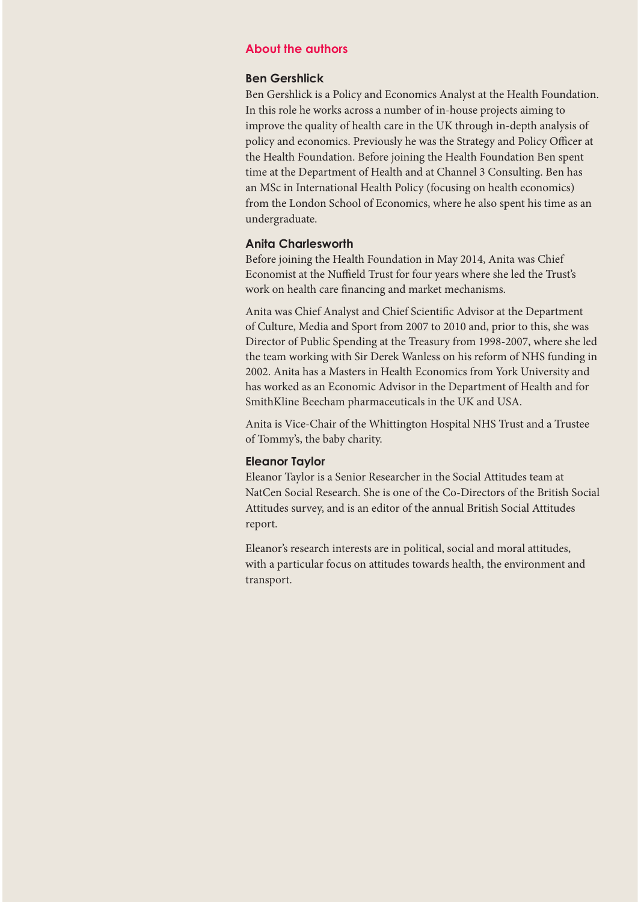## About the authors

### Ben Gershlick

Ben Gershlick is a Policy and Economics Analyst at the Health Foundation. In this role he works across a number of in-house projects aiming to improve the quality of health care in the UK through in-depth analysis of policy and economics. Previously he was the Strategy and Policy Officer at the Health Foundation. Before joining the Health Foundation Ben spent time at the Department of Health and at Channel 3 Consulting. Ben has an MSc in International Health Policy (focusing on health economics) from the London School of Economics, where he also spent his time as an undergraduate.

### Anita Charlesworth

Before joining the Health Foundation in May 2014, Anita was Chief Economist at the Nuffield Trust for four years where she led the Trust's work on health care financing and market mechanisms.

Anita was Chief Analyst and Chief Scientific Advisor at the Department of Culture, Media and Sport from 2007 to 2010 and, prior to this, she was Director of Public Spending at the Treasury from 1998-2007, where she led the team working with Sir Derek Wanless on his reform of NHS funding in 2002. Anita has a Masters in Health Economics from York University and has worked as an Economic Advisor in the Department of Health and for SmithKline Beecham pharmaceuticals in the UK and USA.

Anita is Vice-Chair of the Whittington Hospital NHS Trust and a Trustee of Tommy's, the baby charity.

### Eleanor Taylor

Eleanor Taylor is a Senior Researcher in the Social Attitudes team at NatCen Social Research. She is one of the Co-Directors of the British Social Attitudes survey, and is an editor of the annual British Social Attitudes report.

Eleanor's research interests are in political, social and moral attitudes, with a particular focus on attitudes towards health, the environment and transport.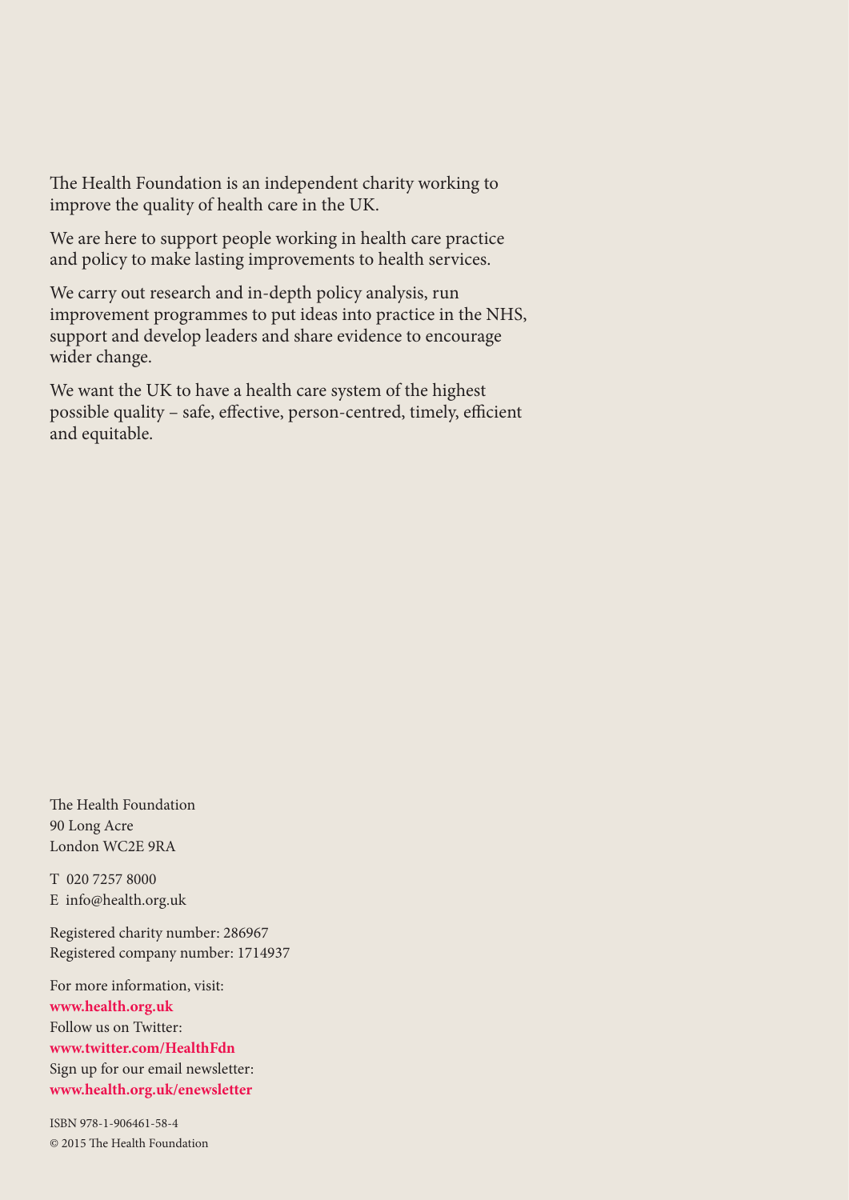The Health Foundation is an independent charity working to improve the quality of health care in the UK.

We are here to support people working in health care practice and policy to make lasting improvements to health services.

We carry out research and in-depth policy analysis, run improvement programmes to put ideas into practice in the NHS, support and develop leaders and share evidence to encourage wider change.

We want the UK to have a health care system of the highest possible quality – safe, effective, person-centred, timely, efficient and equitable.

The Health Foundation
90 Long Acre
London WC2E 9RA

T 020 7257 8000
E info@health.org.uk

Registered charity number: 286967
Registered company number: 1714937

For more information, visit:
**www.health.org.uk**
Follow us on Twitter:
**www.twitter.com/HealthFdn**
Sign up for our email newsletter:
**www.health.org.uk/enewsletter**

ISBN 978-1-906461-58-4
© 2015 The Health Foundation